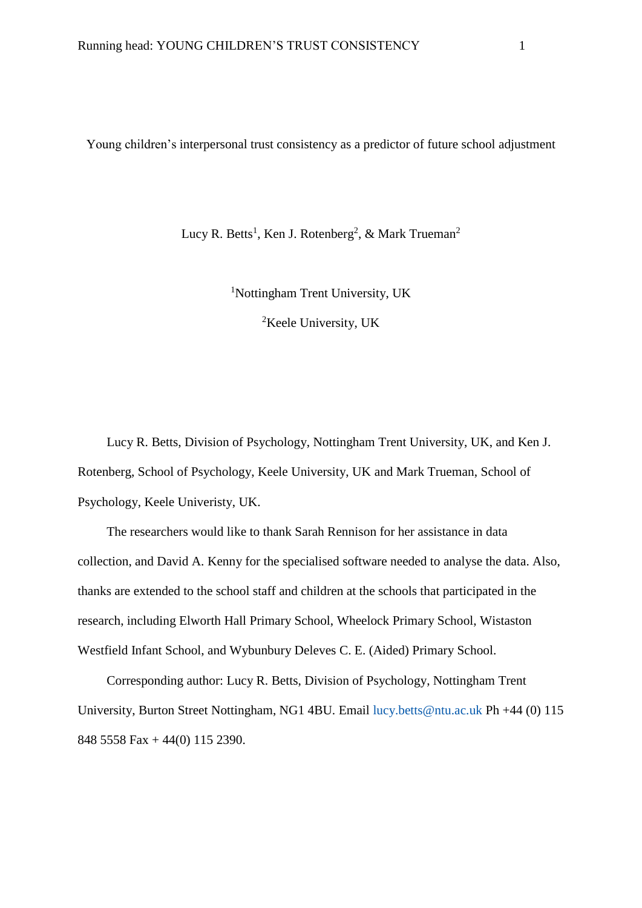# Young children's interpersonal trust consistency as a predictor of future school adjustment

Lucy R. Betts[1], Ken J. Rotenberg[2], & Mark Trueman[2]

[1]Nottingham Trent University, UK

[2]Keele University, UK

Lucy R. Betts, Division of Psychology, Nottingham Trent University, UK, and Ken J. Rotenberg, School of Psychology, Keele University, UK and Mark Trueman, School of Psychology, Keele Univeristy, UK.

The researchers would like to thank Sarah Rennison for her assistance in data collection, and David A. Kenny for the specialised software needed to analyse the data. Also, thanks are extended to the school staff and children at the schools that participated in the research, including Elworth Hall Primary School, Wheelock Primary School, Wistaston Westfield Infant School, and Wybunbury Deleves C. E. (Aided) Primary School.

Corresponding author: Lucy R. Betts, Division of Psychology, Nottingham Trent University, Burton Street Nottingham, NG1 4BU. Email lucy.betts@ntu.ac.uk Ph +44 (0) 115 848 5558 Fax + 44(0) 115 2390.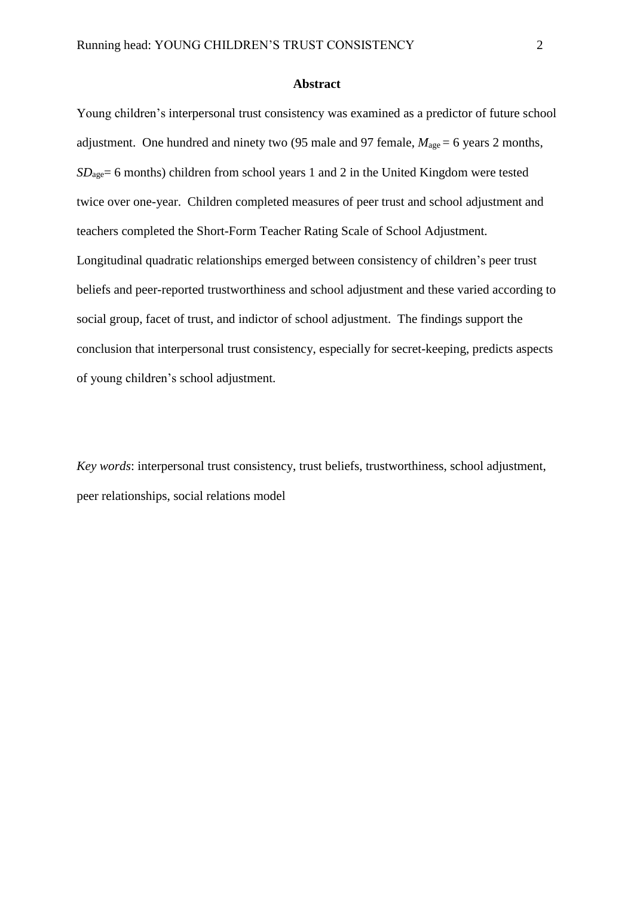## Abstract

Young children's interpersonal trust consistency was examined as a predictor of future school adjustment. One hundred and ninety two (95 male and 97 female, $M_{age}$ = 6 years 2 months, $SD_{age}$= 6 months) children from school years 1 and 2 in the United Kingdom were tested twice over one-year. Children completed measures of peer trust and school adjustment and teachers completed the Short-Form Teacher Rating Scale of School Adjustment. Longitudinal quadratic relationships emerged between consistency of children's peer trust beliefs and peer-reported trustworthiness and school adjustment and these varied according to social group, facet of trust, and indictor of school adjustment. The findings support the conclusion that interpersonal trust consistency, especially for secret-keeping, predicts aspects of young children's school adjustment.

*Key words*: interpersonal trust consistency, trust beliefs, trustworthiness, school adjustment, peer relationships, social relations model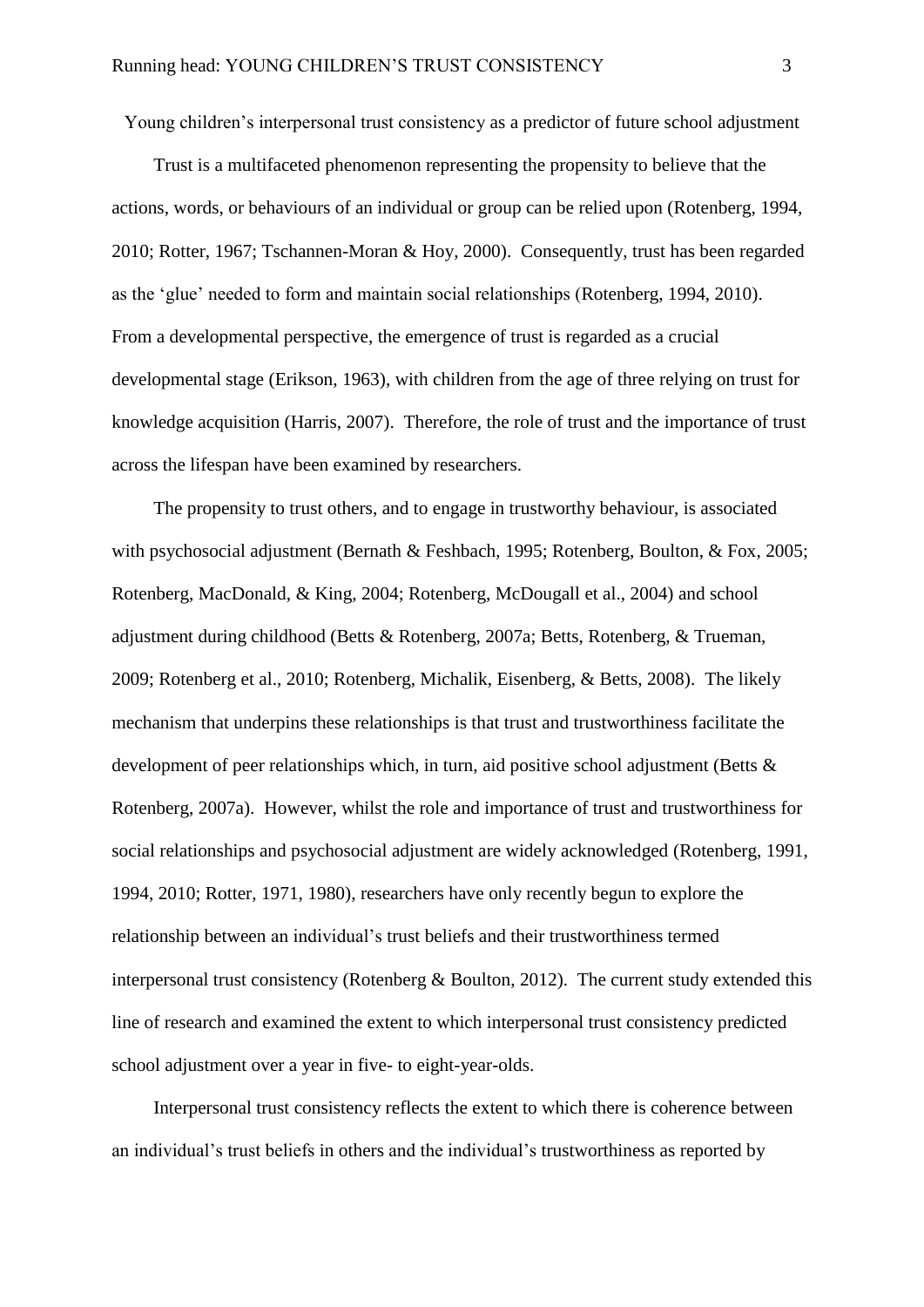# Young children's interpersonal trust consistency as a predictor of future school adjustment

Trust is a multifaceted phenomenon representing the propensity to believe that the actions, words, or behaviours of an individual or group can be relied upon (Rotenberg, 1994, 2010; Rotter, 1967; Tschannen-Moran & Hoy, 2000). Consequently, trust has been regarded as the 'glue' needed to form and maintain social relationships (Rotenberg, 1994, 2010). From a developmental perspective, the emergence of trust is regarded as a crucial developmental stage (Erikson, 1963), with children from the age of three relying on trust for knowledge acquisition (Harris, 2007). Therefore, the role of trust and the importance of trust across the lifespan have been examined by researchers.

The propensity to trust others, and to engage in trustworthy behaviour, is associated with psychosocial adjustment (Bernath & Feshbach, 1995; Rotenberg, Boulton, & Fox, 2005; Rotenberg, MacDonald, & King, 2004; Rotenberg, McDougall et al., 2004) and school adjustment during childhood (Betts & Rotenberg, 2007a; Betts, Rotenberg, & Trueman, 2009; Rotenberg et al., 2010; Rotenberg, Michalik, Eisenberg, & Betts, 2008). The likely mechanism that underpins these relationships is that trust and trustworthiness facilitate the development of peer relationships which, in turn, aid positive school adjustment (Betts & Rotenberg, 2007a). However, whilst the role and importance of trust and trustworthiness for social relationships and psychosocial adjustment are widely acknowledged (Rotenberg, 1991, 1994, 2010; Rotter, 1971, 1980), researchers have only recently begun to explore the relationship between an individual's trust beliefs and their trustworthiness termed interpersonal trust consistency (Rotenberg & Boulton, 2012). The current study extended this line of research and examined the extent to which interpersonal trust consistency predicted school adjustment over a year in five- to eight-year-olds.

Interpersonal trust consistency reflects the extent to which there is coherence between an individual's trust beliefs in others and the individual's trustworthiness as reported by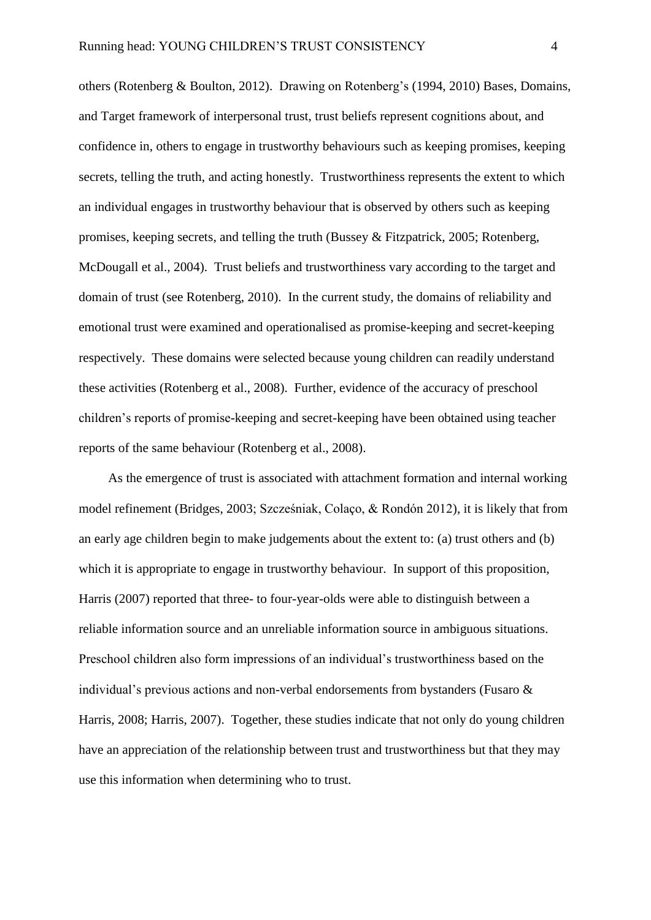others (Rotenberg & Boulton, 2012). Drawing on Rotenberg's (1994, 2010) Bases, Domains, and Target framework of interpersonal trust, trust beliefs represent cognitions about, and confidence in, others to engage in trustworthy behaviours such as keeping promises, keeping secrets, telling the truth, and acting honestly. Trustworthiness represents the extent to which an individual engages in trustworthy behaviour that is observed by others such as keeping promises, keeping secrets, and telling the truth (Bussey & Fitzpatrick, 2005; Rotenberg, McDougall et al., 2004). Trust beliefs and trustworthiness vary according to the target and domain of trust (see Rotenberg, 2010). In the current study, the domains of reliability and emotional trust were examined and operationalised as promise-keeping and secret-keeping respectively. These domains were selected because young children can readily understand these activities (Rotenberg et al., 2008). Further, evidence of the accuracy of preschool children's reports of promise-keeping and secret-keeping have been obtained using teacher reports of the same behaviour (Rotenberg et al., 2008).

As the emergence of trust is associated with attachment formation and internal working model refinement (Bridges, 2003; Szcześniak, Colaço, & Rondón 2012), it is likely that from an early age children begin to make judgements about the extent to: (a) trust others and (b) which it is appropriate to engage in trustworthy behaviour. In support of this proposition, Harris (2007) reported that three- to four-year-olds were able to distinguish between a reliable information source and an unreliable information source in ambiguous situations. Preschool children also form impressions of an individual's trustworthiness based on the individual's previous actions and non-verbal endorsements from bystanders (Fusaro & Harris, 2008; Harris, 2007). Together, these studies indicate that not only do young children have an appreciation of the relationship between trust and trustworthiness but that they may use this information when determining who to trust.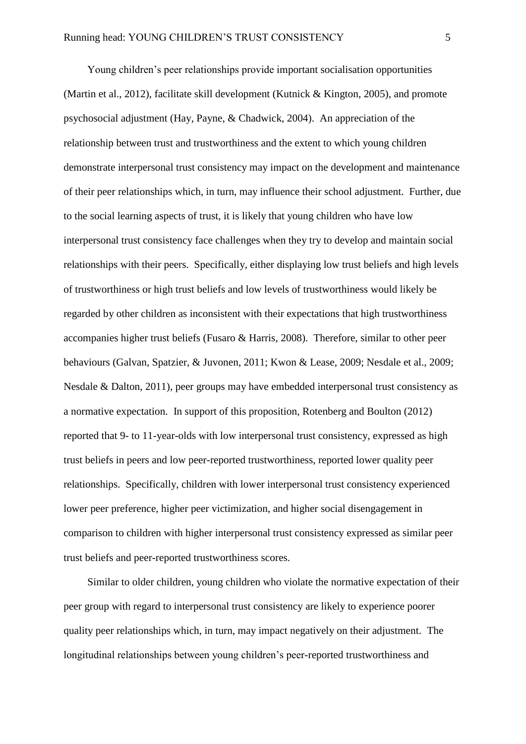Young children's peer relationships provide important socialisation opportunities (Martin et al., 2012), facilitate skill development (Kutnick & Kington, 2005), and promote psychosocial adjustment (Hay, Payne, & Chadwick, 2004). An appreciation of the relationship between trust and trustworthiness and the extent to which young children demonstrate interpersonal trust consistency may impact on the development and maintenance of their peer relationships which, in turn, may influence their school adjustment. Further, due to the social learning aspects of trust, it is likely that young children who have low interpersonal trust consistency face challenges when they try to develop and maintain social relationships with their peers. Specifically, either displaying low trust beliefs and high levels of trustworthiness or high trust beliefs and low levels of trustworthiness would likely be regarded by other children as inconsistent with their expectations that high trustworthiness accompanies higher trust beliefs (Fusaro & Harris, 2008). Therefore, similar to other peer behaviours (Galvan, Spatzier, & Juvonen, 2011; Kwon & Lease, 2009; Nesdale et al., 2009; Nesdale & Dalton, 2011), peer groups may have embedded interpersonal trust consistency as a normative expectation. In support of this proposition, Rotenberg and Boulton (2012) reported that 9- to 11-year-olds with low interpersonal trust consistency, expressed as high trust beliefs in peers and low peer-reported trustworthiness, reported lower quality peer relationships. Specifically, children with lower interpersonal trust consistency experienced lower peer preference, higher peer victimization, and higher social disengagement in comparison to children with higher interpersonal trust consistency expressed as similar peer trust beliefs and peer-reported trustworthiness scores.

Similar to older children, young children who violate the normative expectation of their peer group with regard to interpersonal trust consistency are likely to experience poorer quality peer relationships which, in turn, may impact negatively on their adjustment. The longitudinal relationships between young children's peer-reported trustworthiness and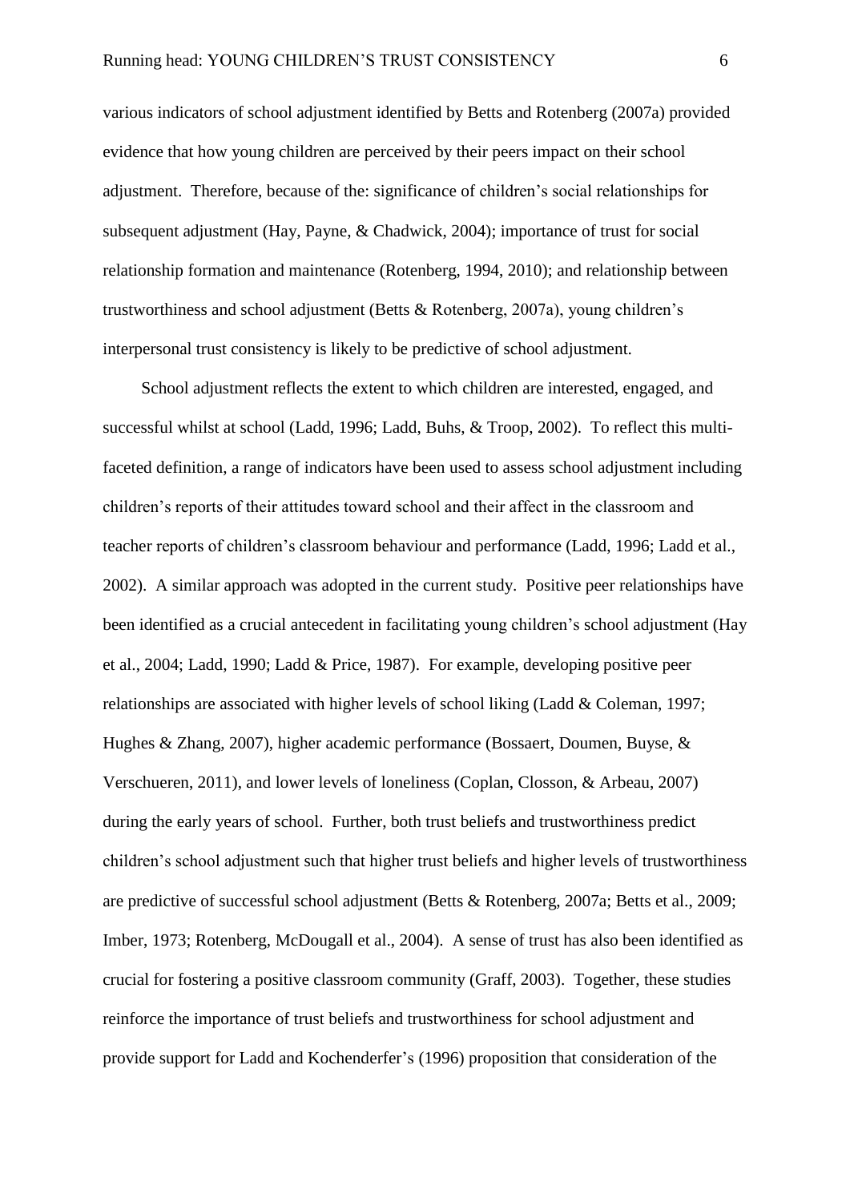various indicators of school adjustment identified by Betts and Rotenberg (2007a) provided evidence that how young children are perceived by their peers impact on their school adjustment. Therefore, because of the: significance of children's social relationships for subsequent adjustment (Hay, Payne, & Chadwick, 2004); importance of trust for social relationship formation and maintenance (Rotenberg, 1994, 2010); and relationship between trustworthiness and school adjustment (Betts & Rotenberg, 2007a), young children's interpersonal trust consistency is likely to be predictive of school adjustment.

School adjustment reflects the extent to which children are interested, engaged, and successful whilst at school (Ladd, 1996; Ladd, Buhs, & Troop, 2002). To reflect this multi-faceted definition, a range of indicators have been used to assess school adjustment including children's reports of their attitudes toward school and their affect in the classroom and teacher reports of children's classroom behaviour and performance (Ladd, 1996; Ladd et al., 2002). A similar approach was adopted in the current study. Positive peer relationships have been identified as a crucial antecedent in facilitating young children's school adjustment (Hay et al., 2004; Ladd, 1990; Ladd & Price, 1987). For example, developing positive peer relationships are associated with higher levels of school liking (Ladd & Coleman, 1997; Hughes & Zhang, 2007), higher academic performance (Bossaert, Doumen, Buyse, & Verschueren, 2011), and lower levels of loneliness (Coplan, Closson, & Arbeau, 2007) during the early years of school. Further, both trust beliefs and trustworthiness predict children's school adjustment such that higher trust beliefs and higher levels of trustworthiness are predictive of successful school adjustment (Betts & Rotenberg, 2007a; Betts et al., 2009; Imber, 1973; Rotenberg, McDougall et al., 2004). A sense of trust has also been identified as crucial for fostering a positive classroom community (Graff, 2003). Together, these studies reinforce the importance of trust beliefs and trustworthiness for school adjustment and provide support for Ladd and Kochenderfer's (1996) proposition that consideration of the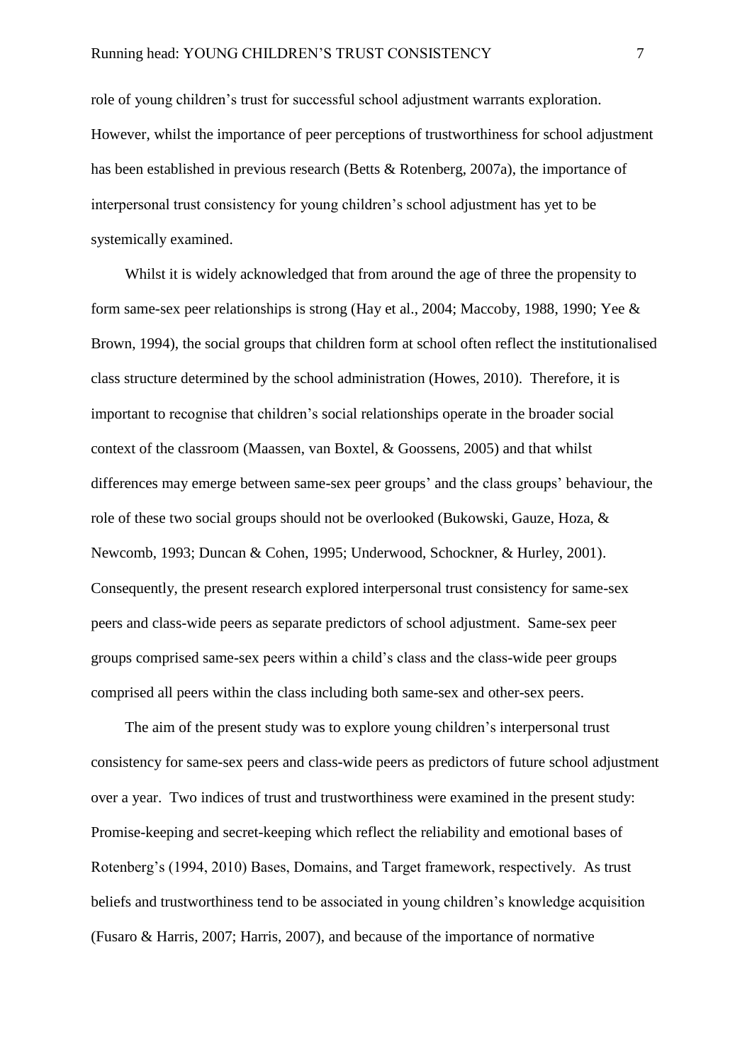role of young children's trust for successful school adjustment warrants exploration. However, whilst the importance of peer perceptions of trustworthiness for school adjustment has been established in previous research (Betts & Rotenberg, 2007a), the importance of interpersonal trust consistency for young children's school adjustment has yet to be systemically examined.

Whilst it is widely acknowledged that from around the age of three the propensity to form same-sex peer relationships is strong (Hay et al., 2004; Maccoby, 1988, 1990; Yee & Brown, 1994), the social groups that children form at school often reflect the institutionalised class structure determined by the school administration (Howes, 2010). Therefore, it is important to recognise that children's social relationships operate in the broader social context of the classroom (Maassen, van Boxtel, & Goossens, 2005) and that whilst differences may emerge between same-sex peer groups' and the class groups' behaviour, the role of these two social groups should not be overlooked (Bukowski, Gauze, Hoza, & Newcomb, 1993; Duncan & Cohen, 1995; Underwood, Schockner, & Hurley, 2001). Consequently, the present research explored interpersonal trust consistency for same-sex peers and class-wide peers as separate predictors of school adjustment. Same-sex peer groups comprised same-sex peers within a child's class and the class-wide peer groups comprised all peers within the class including both same-sex and other-sex peers.

The aim of the present study was to explore young children's interpersonal trust consistency for same-sex peers and class-wide peers as predictors of future school adjustment over a year. Two indices of trust and trustworthiness were examined in the present study: Promise-keeping and secret-keeping which reflect the reliability and emotional bases of Rotenberg's (1994, 2010) Bases, Domains, and Target framework, respectively. As trust beliefs and trustworthiness tend to be associated in young children's knowledge acquisition (Fusaro & Harris, 2007; Harris, 2007), and because of the importance of normative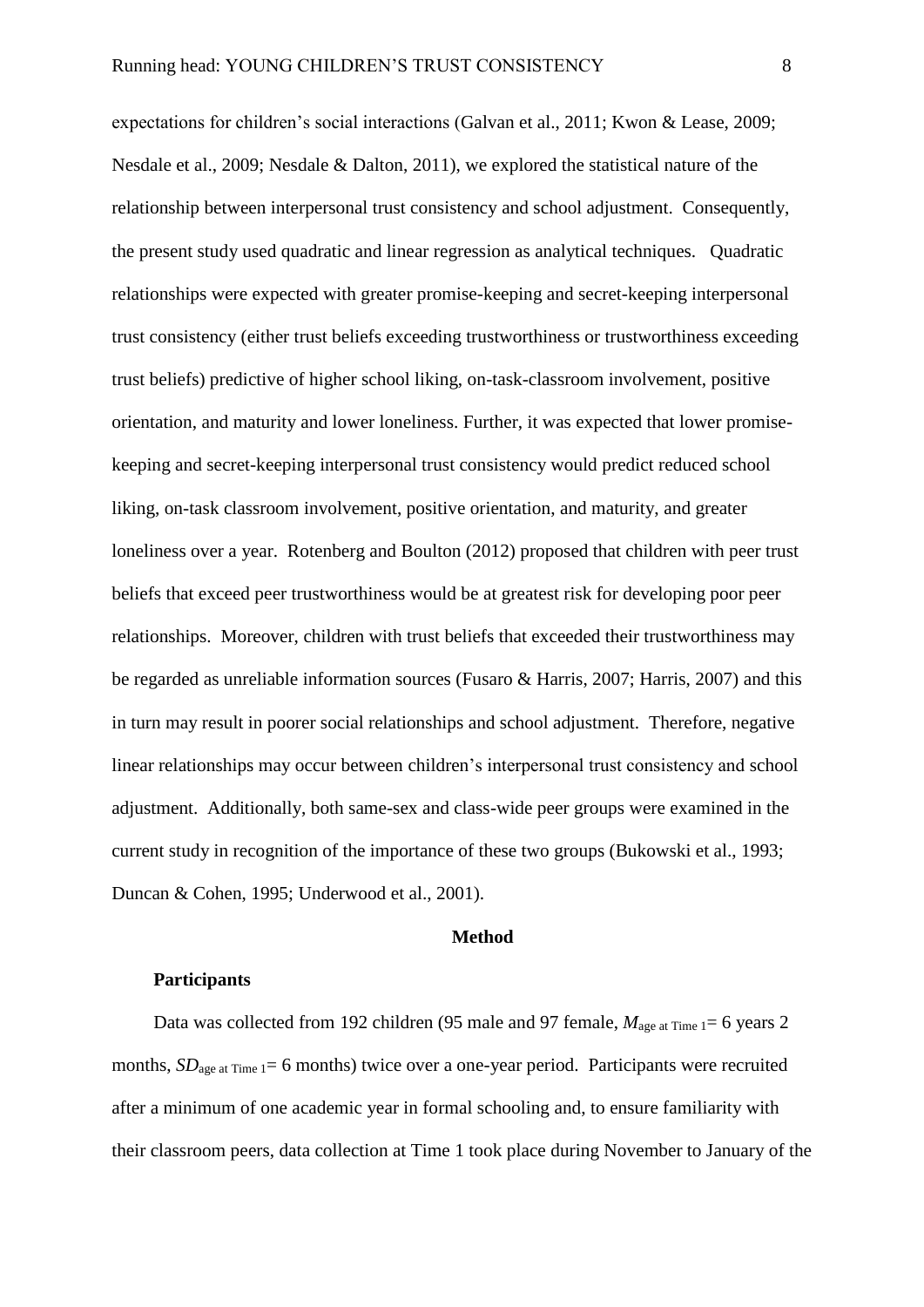expectations for children's social interactions (Galvan et al., 2011; Kwon & Lease, 2009; Nesdale et al., 2009; Nesdale & Dalton, 2011), we explored the statistical nature of the relationship between interpersonal trust consistency and school adjustment. Consequently, the present study used quadratic and linear regression as analytical techniques. Quadratic relationships were expected with greater promise-keeping and secret-keeping interpersonal trust consistency (either trust beliefs exceeding trustworthiness or trustworthiness exceeding trust beliefs) predictive of higher school liking, on-task-classroom involvement, positive orientation, and maturity and lower loneliness. Further, it was expected that lower promise-keeping and secret-keeping interpersonal trust consistency would predict reduced school liking, on-task classroom involvement, positive orientation, and maturity, and greater loneliness over a year. Rotenberg and Boulton (2012) proposed that children with peer trust beliefs that exceed peer trustworthiness would be at greatest risk for developing poor peer relationships. Moreover, children with trust beliefs that exceeded their trustworthiness may be regarded as unreliable information sources (Fusaro & Harris, 2007; Harris, 2007) and this in turn may result in poorer social relationships and school adjustment. Therefore, negative linear relationships may occur between children's interpersonal trust consistency and school adjustment. Additionally, both same-sex and class-wide peer groups were examined in the current study in recognition of the importance of these two groups (Bukowski et al., 1993; Duncan & Cohen, 1995; Underwood et al., 2001).

## Method

### Participants

Data was collected from 192 children (95 male and 97 female, $M_{\text{age at Time 1}}$ = 6 years 2 months, $SD_{\text{age at Time 1}}$ = 6 months) twice over a one-year period. Participants were recruited after a minimum of one academic year in formal schooling and, to ensure familiarity with their classroom peers, data collection at Time 1 took place during November to January of the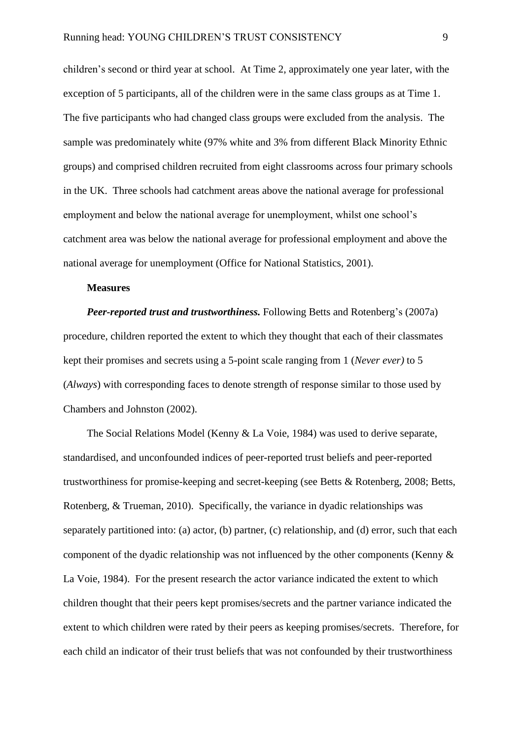children's second or third year at school. At Time 2, approximately one year later, with the exception of 5 participants, all of the children were in the same class groups as at Time 1. The five participants who had changed class groups were excluded from the analysis. The sample was predominately white (97% white and 3% from different Black Minority Ethnic groups) and comprised children recruited from eight classrooms across four primary schools in the UK. Three schools had catchment areas above the national average for professional employment and below the national average for unemployment, whilst one school's catchment area was below the national average for professional employment and above the national average for unemployment (Office for National Statistics, 2001).

**Measures**

***Peer-reported trust and trustworthiness.*** Following Betts and Rotenberg's (2007a) procedure, children reported the extent to which they thought that each of their classmates kept their promises and secrets using a 5-point scale ranging from 1 (*Never ever)* to 5 (*Always*) with corresponding faces to denote strength of response similar to those used by Chambers and Johnston (2002).

The Social Relations Model (Kenny & La Voie, 1984) was used to derive separate, standardised, and unconfounded indices of peer-reported trust beliefs and peer-reported trustworthiness for promise-keeping and secret-keeping (see Betts & Rotenberg, 2008; Betts, Rotenberg, & Trueman, 2010). Specifically, the variance in dyadic relationships was separately partitioned into: (a) actor, (b) partner, (c) relationship, and (d) error, such that each component of the dyadic relationship was not influenced by the other components (Kenny & La Voie, 1984). For the present research the actor variance indicated the extent to which children thought that their peers kept promises/secrets and the partner variance indicated the extent to which children were rated by their peers as keeping promises/secrets. Therefore, for each child an indicator of their trust beliefs that was not confounded by their trustworthiness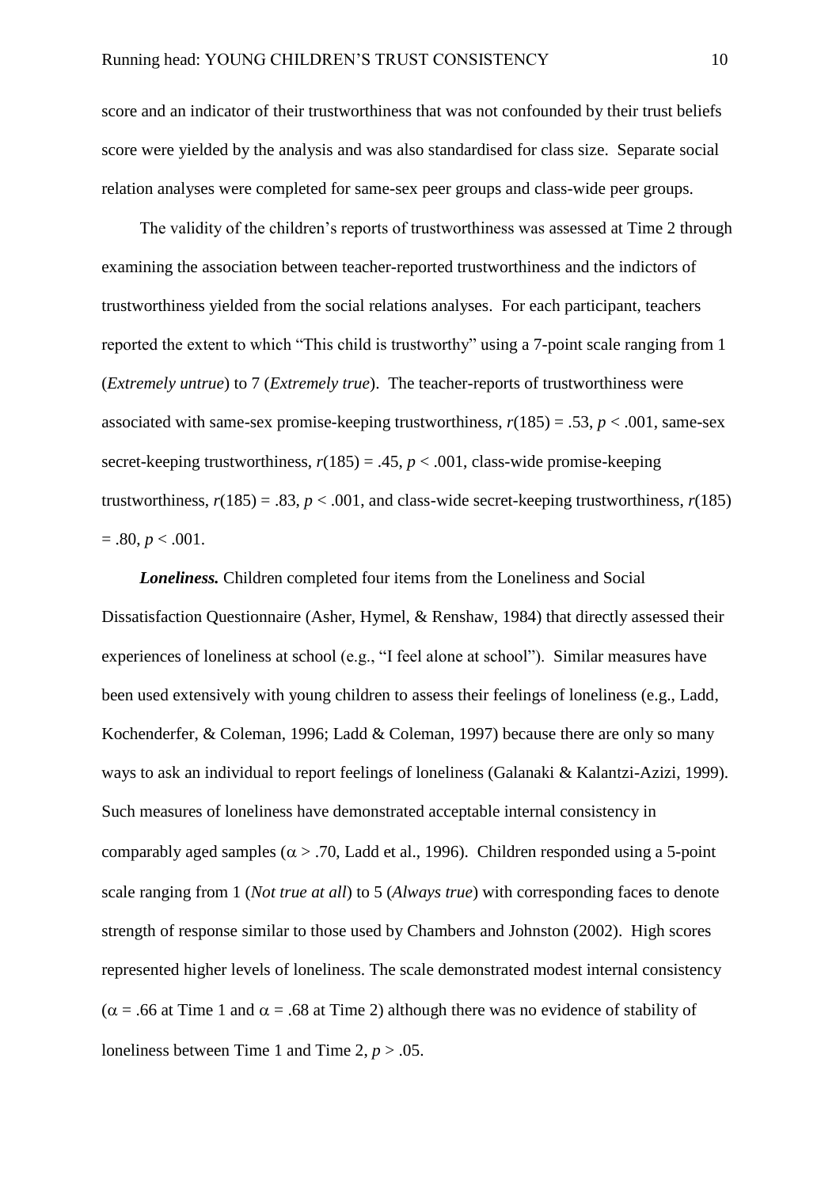score and an indicator of their trustworthiness that was not confounded by their trust beliefs score were yielded by the analysis and was also standardised for class size. Separate social relation analyses were completed for same-sex peer groups and class-wide peer groups.

The validity of the children's reports of trustworthiness was assessed at Time 2 through examining the association between teacher-reported trustworthiness and the indictors of trustworthiness yielded from the social relations analyses. For each participant, teachers reported the extent to which "This child is trustworthy" using a 7-point scale ranging from 1 (*Extremely untrue*) to 7 (*Extremely true*). The teacher-reports of trustworthiness were associated with same-sex promise-keeping trustworthiness, $r(185) = .53$, $p < .001$, same-sex secret-keeping trustworthiness, $r(185) = .45$, $p < .001$, class-wide promise-keeping trustworthiness, $r(185) = .83$, $p < .001$, and class-wide secret-keeping trustworthiness, $r(185) = .80$, $p < .001$.

***Loneliness.*** Children completed four items from the Loneliness and Social Dissatisfaction Questionnaire (Asher, Hymel, & Renshaw, 1984) that directly assessed their experiences of loneliness at school (e.g., "I feel alone at school"). Similar measures have been used extensively with young children to assess their feelings of loneliness (e.g., Ladd, Kochenderfer, & Coleman, 1996; Ladd & Coleman, 1997) because there are only so many ways to ask an individual to report feelings of loneliness (Galanaki & Kalantzi-Azizi, 1999). Such measures of loneliness have demonstrated acceptable internal consistency in comparably aged samples ($\alpha > .70$, Ladd et al., 1996). Children responded using a 5-point scale ranging from 1 (*Not true at all*) to 5 (*Always true*) with corresponding faces to denote strength of response similar to those used by Chambers and Johnston (2002). High scores represented higher levels of loneliness. The scale demonstrated modest internal consistency ($\alpha = .66$ at Time 1 and $\alpha = .68$ at Time 2) although there was no evidence of stability of loneliness between Time 1 and Time 2, $p > .05$.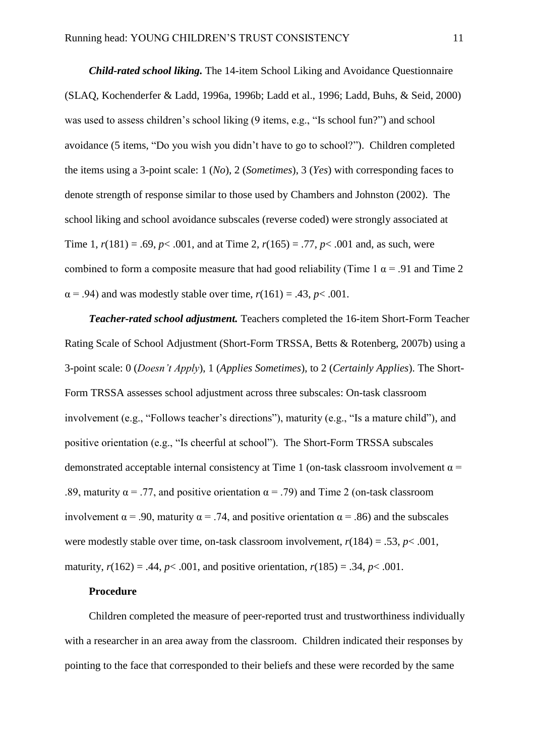***Child-rated school liking.*** The 14-item School Liking and Avoidance Questionnaire (SLAQ, Kochenderfer & Ladd, 1996a, 1996b; Ladd et al., 1996; Ladd, Buhs, & Seid, 2000) was used to assess children's school liking (9 items, e.g., "Is school fun?") and school avoidance (5 items, "Do you wish you didn't have to go to school?"). Children completed the items using a 3-point scale: 1 (*No*), 2 (*Sometimes*), 3 (*Yes*) with corresponding faces to denote strength of response similar to those used by Chambers and Johnston (2002). The school liking and school avoidance subscales (reverse coded) were strongly associated at Time 1, $r(181) = .69$, $p < .001$, and at Time 2, $r(165) = .77$, $p < .001$ and, as such, were combined to form a composite measure that had good reliability (Time 1 $\alpha = .91$ and Time 2 $\alpha = .94$) and was modestly stable over time, $r(161) = .43$, $p < .001$.

***Teacher-rated school adjustment.*** Teachers completed the 16-item Short-Form Teacher Rating Scale of School Adjustment (Short-Form TRSSA, Betts & Rotenberg, 2007b) using a 3-point scale: 0 (*Doesn't Apply*), 1 (*Applies Sometimes*), to 2 (*Certainly Applies*). The Short-Form TRSSA assesses school adjustment across three subscales: On-task classroom involvement (e.g., "Follows teacher's directions"), maturity (e.g., "Is a mature child"), and positive orientation (e.g., "Is cheerful at school"). The Short-Form TRSSA subscales demonstrated acceptable internal consistency at Time 1 (on-task classroom involvement $\alpha = .89$, maturity $\alpha = .77$, and positive orientation $\alpha = .79$) and Time 2 (on-task classroom involvement $\alpha = .90$, maturity $\alpha = .74$, and positive orientation $\alpha = .86$) and the subscales were modestly stable over time, on-task classroom involvement, $r(184) = .53$, $p < .001$, maturity, $r(162) = .44$, $p < .001$, and positive orientation, $r(185) = .34$, $p < .001$.

**Procedure**

Children completed the measure of peer-reported trust and trustworthiness individually with a researcher in an area away from the classroom. Children indicated their responses by pointing to the face that corresponded to their beliefs and these were recorded by the same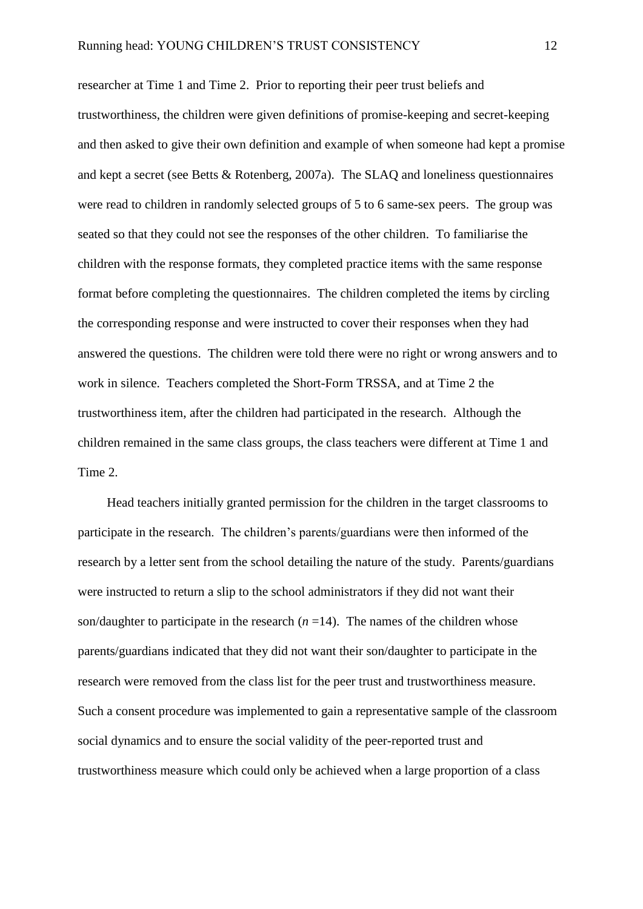researcher at Time 1 and Time 2. Prior to reporting their peer trust beliefs and trustworthiness, the children were given definitions of promise-keeping and secret-keeping and then asked to give their own definition and example of when someone had kept a promise and kept a secret (see Betts & Rotenberg, 2007a). The SLAQ and loneliness questionnaires were read to children in randomly selected groups of 5 to 6 same-sex peers. The group was seated so that they could not see the responses of the other children. To familiarise the children with the response formats, they completed practice items with the same response format before completing the questionnaires. The children completed the items by circling the corresponding response and were instructed to cover their responses when they had answered the questions. The children were told there were no right or wrong answers and to work in silence. Teachers completed the Short-Form TRSSA, and at Time 2 the trustworthiness item, after the children had participated in the research. Although the children remained in the same class groups, the class teachers were different at Time 1 and Time 2.

Head teachers initially granted permission for the children in the target classrooms to participate in the research. The children's parents/guardians were then informed of the research by a letter sent from the school detailing the nature of the study. Parents/guardians were instructed to return a slip to the school administrators if they did not want their son/daughter to participate in the research ($n$ =14). The names of the children whose parents/guardians indicated that they did not want their son/daughter to participate in the research were removed from the class list for the peer trust and trustworthiness measure. Such a consent procedure was implemented to gain a representative sample of the classroom social dynamics and to ensure the social validity of the peer-reported trust and trustworthiness measure which could only be achieved when a large proportion of a class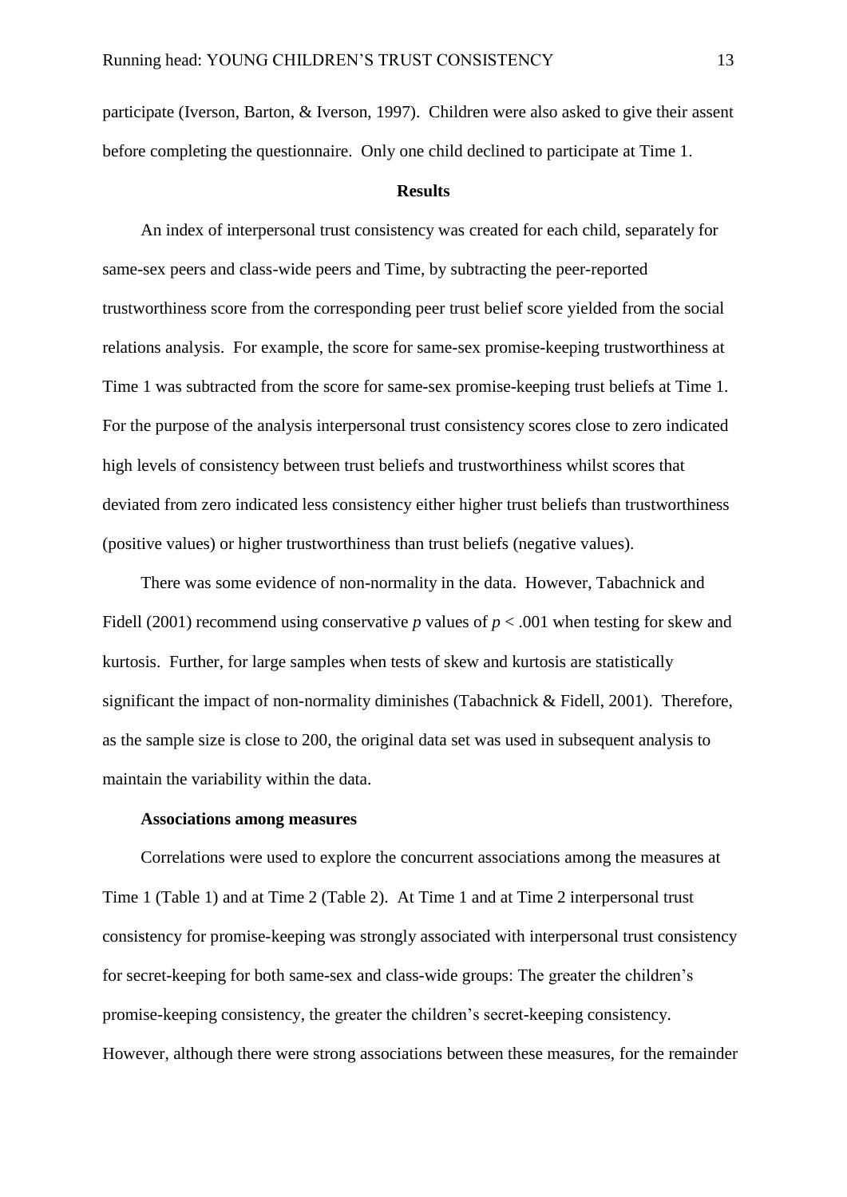participate (Iverson, Barton, & Iverson, 1997). Children were also asked to give their assent before completing the questionnaire. Only one child declined to participate at Time 1.

## Results

An index of interpersonal trust consistency was created for each child, separately for same-sex peers and class-wide peers and Time, by subtracting the peer-reported trustworthiness score from the corresponding peer trust belief score yielded from the social relations analysis. For example, the score for same-sex promise-keeping trustworthiness at Time 1 was subtracted from the score for same-sex promise-keeping trust beliefs at Time 1. For the purpose of the analysis interpersonal trust consistency scores close to zero indicated high levels of consistency between trust beliefs and trustworthiness whilst scores that deviated from zero indicated less consistency either higher trust beliefs than trustworthiness (positive values) or higher trustworthiness than trust beliefs (negative values).

There was some evidence of non-normality in the data. However, Tabachnick and Fidell (2001) recommend using conservative *p* values of $p < .001$ when testing for skew and kurtosis. Further, for large samples when tests of skew and kurtosis are statistically significant the impact of non-normality diminishes (Tabachnick & Fidell, 2001). Therefore, as the sample size is close to 200, the original data set was used in subsequent analysis to maintain the variability within the data.

### Associations among measures

Correlations were used to explore the concurrent associations among the measures at Time 1 (Table 1) and at Time 2 (Table 2). At Time 1 and at Time 2 interpersonal trust consistency for promise-keeping was strongly associated with interpersonal trust consistency for secret-keeping for both same-sex and class-wide groups: The greater the children's promise-keeping consistency, the greater the children's secret-keeping consistency. However, although there were strong associations between these measures, for the remainder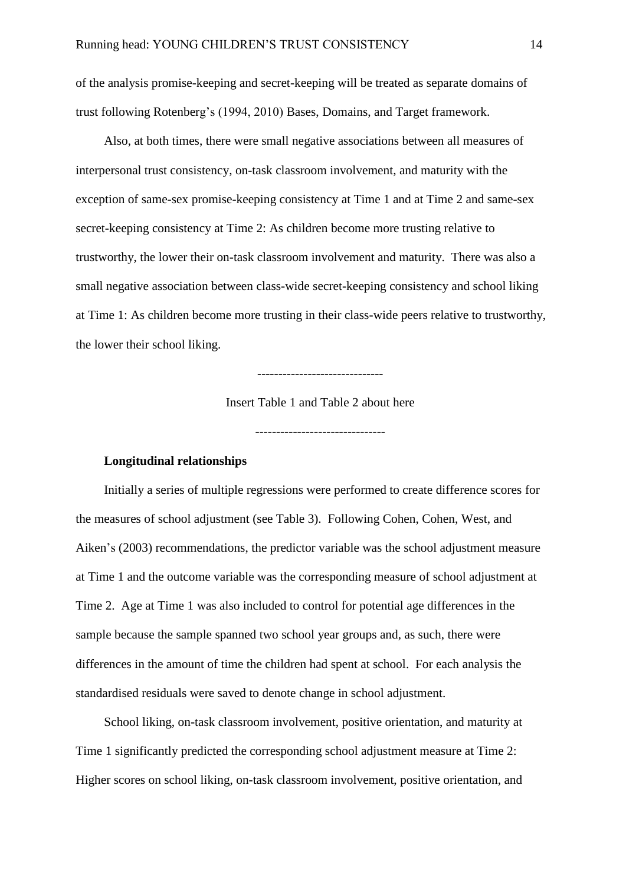of the analysis promise-keeping and secret-keeping will be treated as separate domains of trust following Rotenberg's (1994, 2010) Bases, Domains, and Target framework.

Also, at both times, there were small negative associations between all measures of interpersonal trust consistency, on-task classroom involvement, and maturity with the exception of same-sex promise-keeping consistency at Time 1 and at Time 2 and same-sex secret-keeping consistency at Time 2: As children become more trusting relative to trustworthy, the lower their on-task classroom involvement and maturity. There was also a small negative association between class-wide secret-keeping consistency and school liking at Time 1: As children become more trusting in their class-wide peers relative to trustworthy, the lower their school liking.

------------------------------

Insert Table 1 and Table 2 about here

------------------------------

**Longitudinal relationships**

Initially a series of multiple regressions were performed to create difference scores for the measures of school adjustment (see Table 3). Following Cohen, Cohen, West, and Aiken's (2003) recommendations, the predictor variable was the school adjustment measure at Time 1 and the outcome variable was the corresponding measure of school adjustment at Time 2. Age at Time 1 was also included to control for potential age differences in the sample because the sample spanned two school year groups and, as such, there were differences in the amount of time the children had spent at school. For each analysis the standardised residuals were saved to denote change in school adjustment.

School liking, on-task classroom involvement, positive orientation, and maturity at Time 1 significantly predicted the corresponding school adjustment measure at Time 2: Higher scores on school liking, on-task classroom involvement, positive orientation, and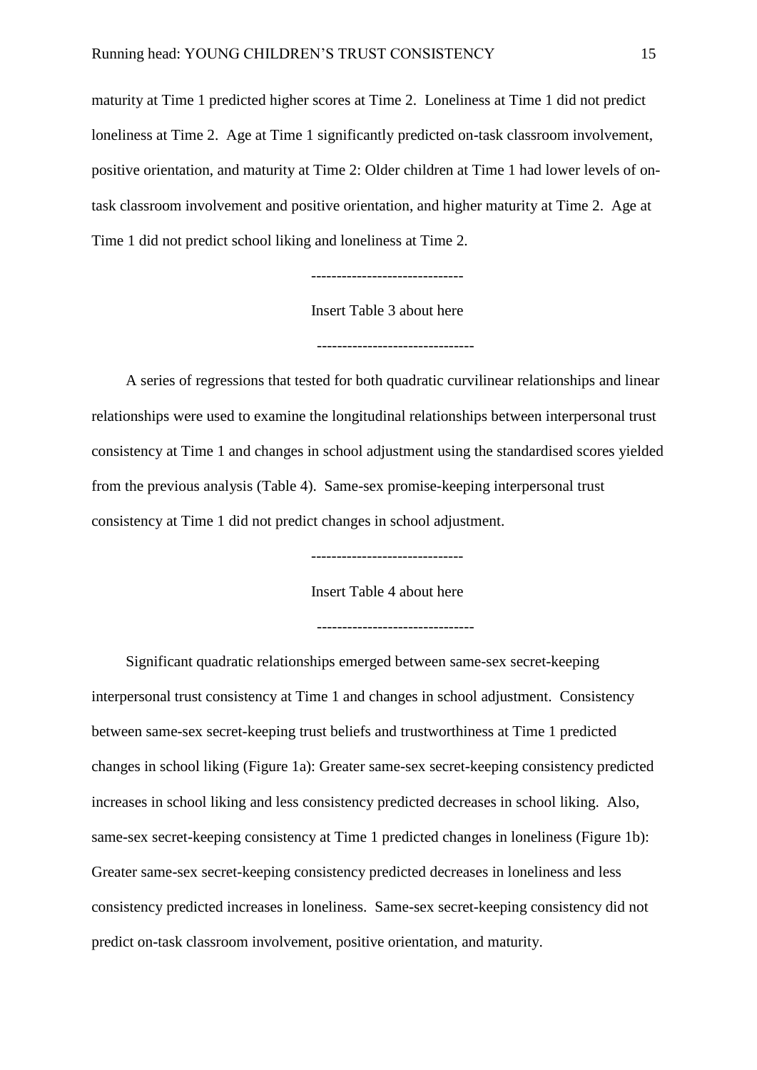maturity at Time 1 predicted higher scores at Time 2. Loneliness at Time 1 did not predict loneliness at Time 2. Age at Time 1 significantly predicted on-task classroom involvement, positive orientation, and maturity at Time 2: Older children at Time 1 had lower levels of on-task classroom involvement and positive orientation, and higher maturity at Time 2. Age at Time 1 did not predict school liking and loneliness at Time 2.

------------------------------

Insert Table 3 about here

-------------------------------

A series of regressions that tested for both quadratic curvilinear relationships and linear relationships were used to examine the longitudinal relationships between interpersonal trust consistency at Time 1 and changes in school adjustment using the standardised scores yielded from the previous analysis (Table 4). Same-sex promise-keeping interpersonal trust consistency at Time 1 did not predict changes in school adjustment.

------------------------------

Insert Table 4 about here

-------------------------------

Significant quadratic relationships emerged between same-sex secret-keeping interpersonal trust consistency at Time 1 and changes in school adjustment. Consistency between same-sex secret-keeping trust beliefs and trustworthiness at Time 1 predicted changes in school liking (Figure 1a): Greater same-sex secret-keeping consistency predicted increases in school liking and less consistency predicted decreases in school liking. Also, same-sex secret-keeping consistency at Time 1 predicted changes in loneliness (Figure 1b): Greater same-sex secret-keeping consistency predicted decreases in loneliness and less consistency predicted increases in loneliness. Same-sex secret-keeping consistency did not predict on-task classroom involvement, positive orientation, and maturity.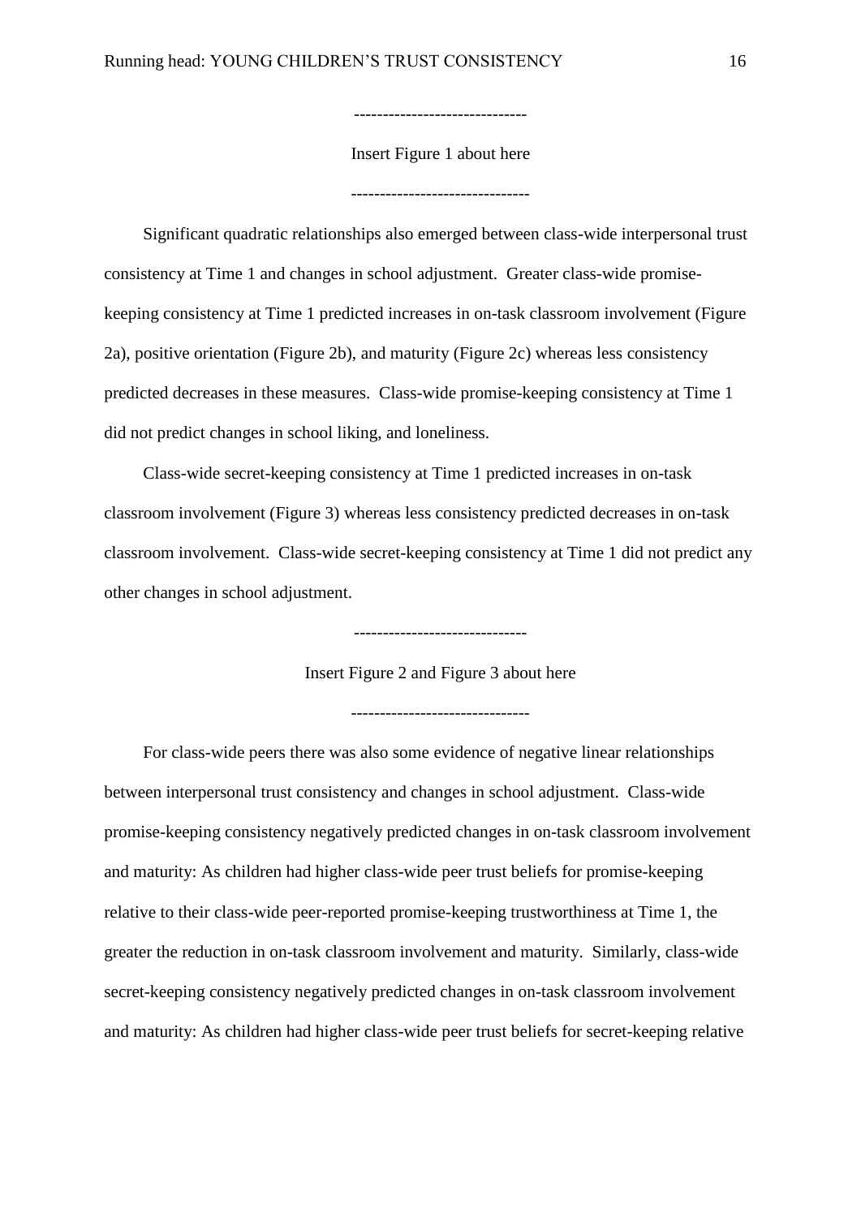-----------------------------

Insert Figure 1 about here

------------------------------

Significant quadratic relationships also emerged between class-wide interpersonal trust consistency at Time 1 and changes in school adjustment. Greater class-wide promise-keeping consistency at Time 1 predicted increases in on-task classroom involvement (Figure 2a), positive orientation (Figure 2b), and maturity (Figure 2c) whereas less consistency predicted decreases in these measures. Class-wide promise-keeping consistency at Time 1 did not predict changes in school liking, and loneliness.

Class-wide secret-keeping consistency at Time 1 predicted increases in on-task classroom involvement (Figure 3) whereas less consistency predicted decreases in on-task classroom involvement. Class-wide secret-keeping consistency at Time 1 did not predict any other changes in school adjustment.

-----------------------------

Insert Figure 2 and Figure 3 about here

------------------------------

For class-wide peers there was also some evidence of negative linear relationships between interpersonal trust consistency and changes in school adjustment. Class-wide promise-keeping consistency negatively predicted changes in on-task classroom involvement and maturity: As children had higher class-wide peer trust beliefs for promise-keeping relative to their class-wide peer-reported promise-keeping trustworthiness at Time 1, the greater the reduction in on-task classroom involvement and maturity. Similarly, class-wide secret-keeping consistency negatively predicted changes in on-task classroom involvement and maturity: As children had higher class-wide peer trust beliefs for secret-keeping relative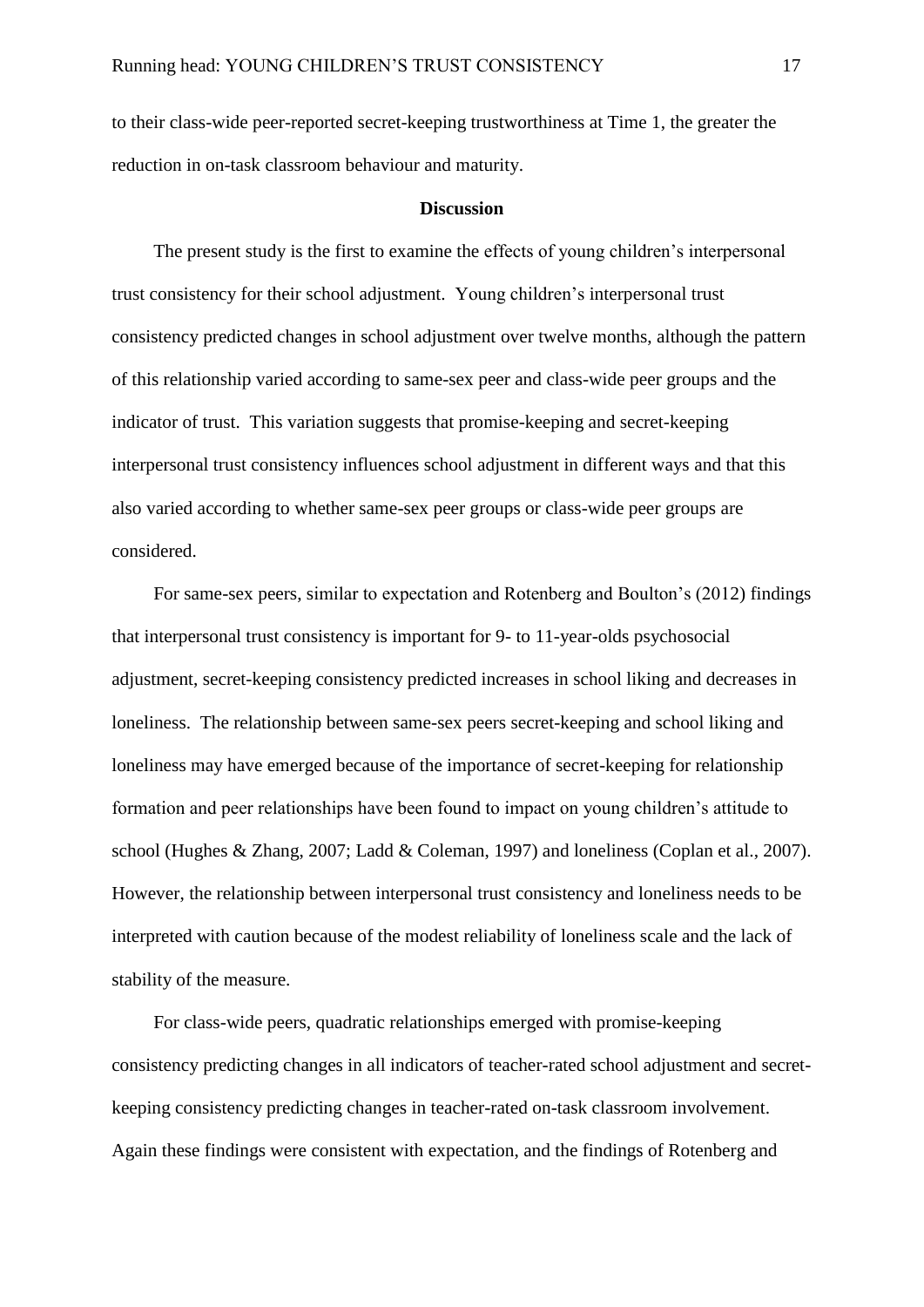to their class-wide peer-reported secret-keeping trustworthiness at Time 1, the greater the reduction in on-task classroom behaviour and maturity.

## Discussion

The present study is the first to examine the effects of young children's interpersonal trust consistency for their school adjustment. Young children's interpersonal trust consistency predicted changes in school adjustment over twelve months, although the pattern of this relationship varied according to same-sex peer and class-wide peer groups and the indicator of trust. This variation suggests that promise-keeping and secret-keeping interpersonal trust consistency influences school adjustment in different ways and that this also varied according to whether same-sex peer groups or class-wide peer groups are considered.

For same-sex peers, similar to expectation and Rotenberg and Boulton's (2012) findings that interpersonal trust consistency is important for 9- to 11-year-olds psychosocial adjustment, secret-keeping consistency predicted increases in school liking and decreases in loneliness. The relationship between same-sex peers secret-keeping and school liking and loneliness may have emerged because of the importance of secret-keeping for relationship formation and peer relationships have been found to impact on young children's attitude to school (Hughes & Zhang, 2007; Ladd & Coleman, 1997) and loneliness (Coplan et al., 2007). However, the relationship between interpersonal trust consistency and loneliness needs to be interpreted with caution because of the modest reliability of loneliness scale and the lack of stability of the measure.

For class-wide peers, quadratic relationships emerged with promise-keeping consistency predicting changes in all indicators of teacher-rated school adjustment and secret-keeping consistency predicting changes in teacher-rated on-task classroom involvement. Again these findings were consistent with expectation, and the findings of Rotenberg and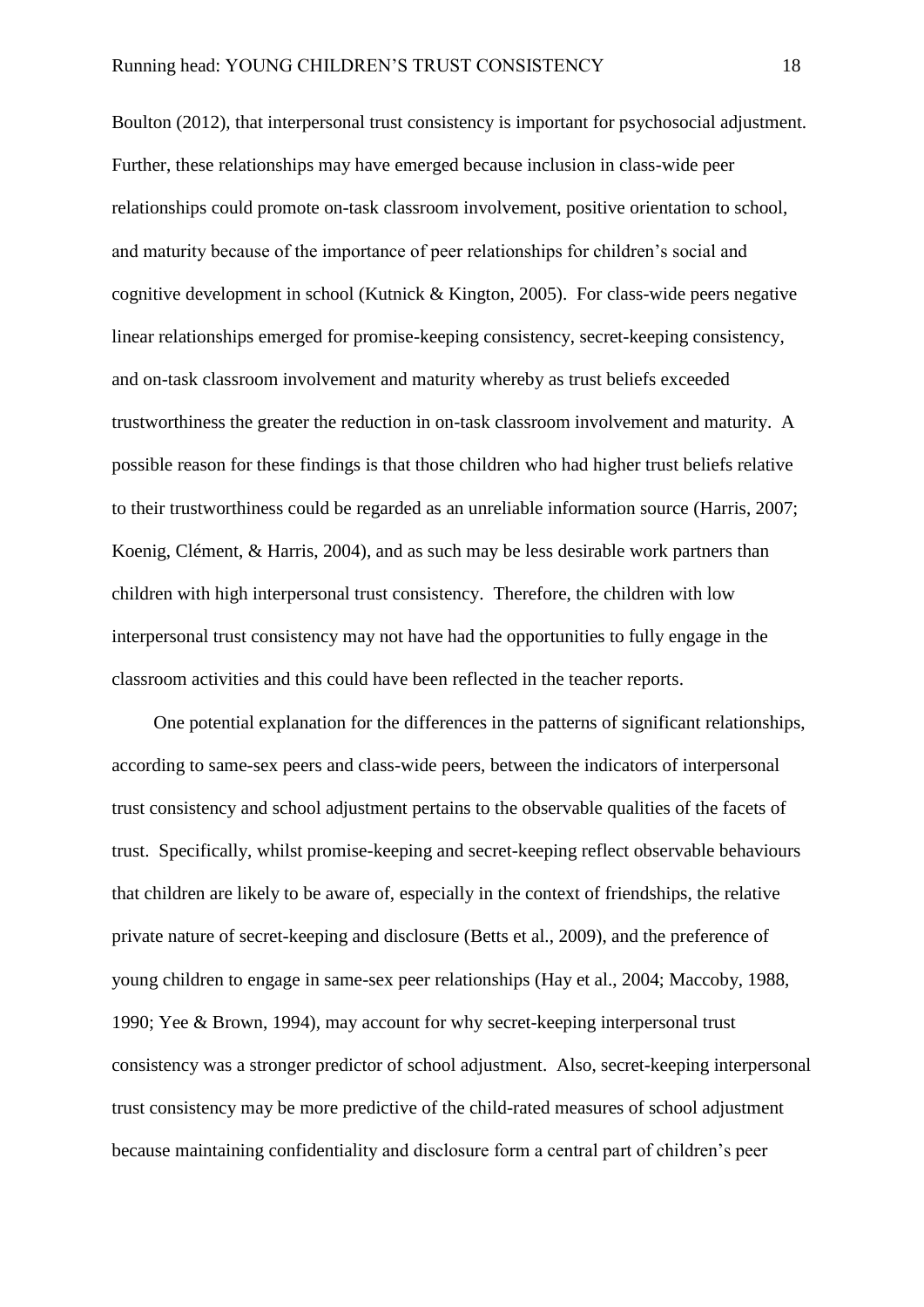Boulton (2012), that interpersonal trust consistency is important for psychosocial adjustment. Further, these relationships may have emerged because inclusion in class-wide peer relationships could promote on-task classroom involvement, positive orientation to school, and maturity because of the importance of peer relationships for children's social and cognitive development in school (Kutnick & Kington, 2005). For class-wide peers negative linear relationships emerged for promise-keeping consistency, secret-keeping consistency, and on-task classroom involvement and maturity whereby as trust beliefs exceeded trustworthiness the greater the reduction in on-task classroom involvement and maturity. A possible reason for these findings is that those children who had higher trust beliefs relative to their trustworthiness could be regarded as an unreliable information source (Harris, 2007; Koenig, Clément, & Harris, 2004), and as such may be less desirable work partners than children with high interpersonal trust consistency. Therefore, the children with low interpersonal trust consistency may not have had the opportunities to fully engage in the classroom activities and this could have been reflected in the teacher reports.

One potential explanation for the differences in the patterns of significant relationships, according to same-sex peers and class-wide peers, between the indicators of interpersonal trust consistency and school adjustment pertains to the observable qualities of the facets of trust. Specifically, whilst promise-keeping and secret-keeping reflect observable behaviours that children are likely to be aware of, especially in the context of friendships, the relative private nature of secret-keeping and disclosure (Betts et al., 2009), and the preference of young children to engage in same-sex peer relationships (Hay et al., 2004; Maccoby, 1988, 1990; Yee & Brown, 1994), may account for why secret-keeping interpersonal trust consistency was a stronger predictor of school adjustment. Also, secret-keeping interpersonal trust consistency may be more predictive of the child-rated measures of school adjustment because maintaining confidentiality and disclosure form a central part of children's peer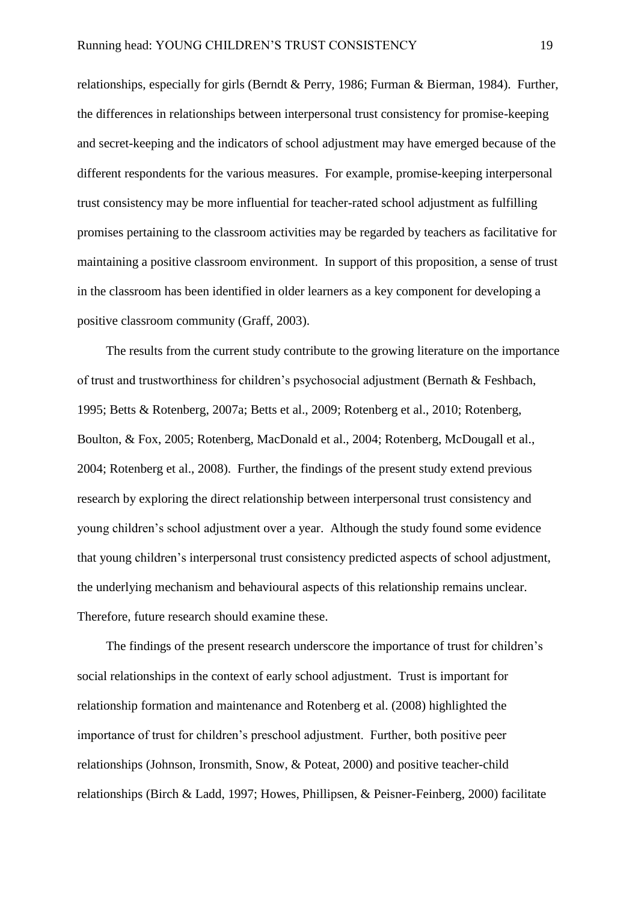relationships, especially for girls (Berndt & Perry, 1986; Furman & Bierman, 1984). Further, the differences in relationships between interpersonal trust consistency for promise-keeping and secret-keeping and the indicators of school adjustment may have emerged because of the different respondents for the various measures. For example, promise-keeping interpersonal trust consistency may be more influential for teacher-rated school adjustment as fulfilling promises pertaining to the classroom activities may be regarded by teachers as facilitative for maintaining a positive classroom environment. In support of this proposition, a sense of trust in the classroom has been identified in older learners as a key component for developing a positive classroom community (Graff, 2003).

The results from the current study contribute to the growing literature on the importance of trust and trustworthiness for children's psychosocial adjustment (Bernath & Feshbach, 1995; Betts & Rotenberg, 2007a; Betts et al., 2009; Rotenberg et al., 2010; Rotenberg, Boulton, & Fox, 2005; Rotenberg, MacDonald et al., 2004; Rotenberg, McDougall et al., 2004; Rotenberg et al., 2008). Further, the findings of the present study extend previous research by exploring the direct relationship between interpersonal trust consistency and young children's school adjustment over a year. Although the study found some evidence that young children's interpersonal trust consistency predicted aspects of school adjustment, the underlying mechanism and behavioural aspects of this relationship remains unclear. Therefore, future research should examine these.

The findings of the present research underscore the importance of trust for children's social relationships in the context of early school adjustment. Trust is important for relationship formation and maintenance and Rotenberg et al. (2008) highlighted the importance of trust for children's preschool adjustment. Further, both positive peer relationships (Johnson, Ironsmith, Snow, & Poteat, 2000) and positive teacher-child relationships (Birch & Ladd, 1997; Howes, Phillipsen, & Peisner-Feinberg, 2000) facilitate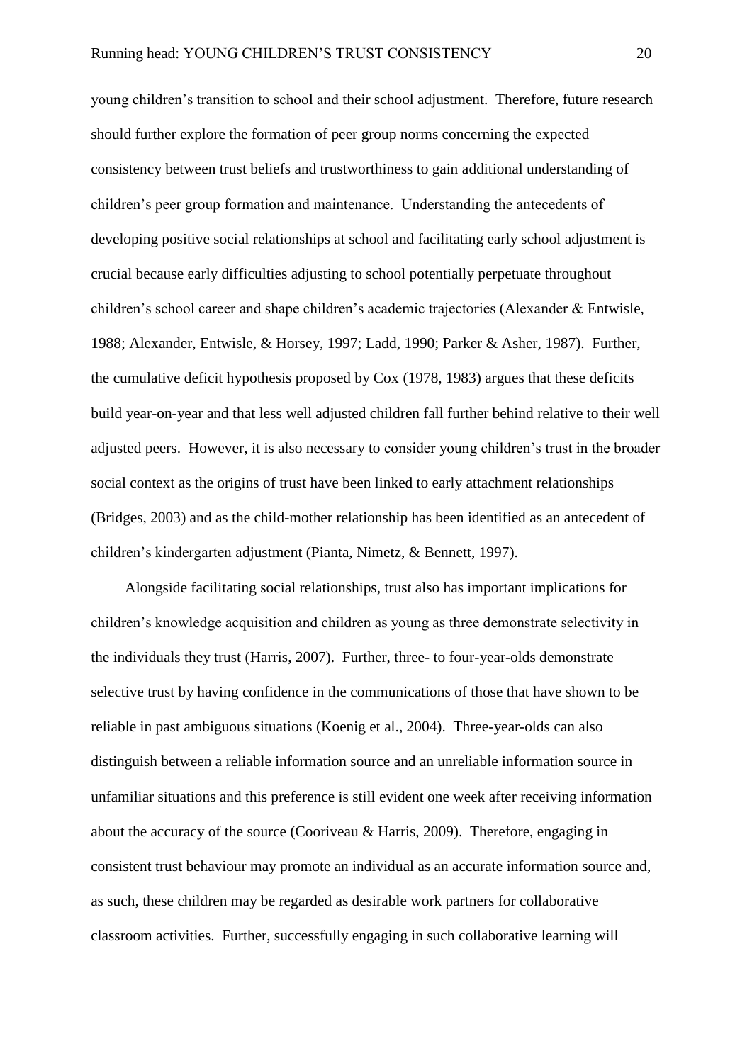young children's transition to school and their school adjustment. Therefore, future research should further explore the formation of peer group norms concerning the expected consistency between trust beliefs and trustworthiness to gain additional understanding of children's peer group formation and maintenance. Understanding the antecedents of developing positive social relationships at school and facilitating early school adjustment is crucial because early difficulties adjusting to school potentially perpetuate throughout children's school career and shape children's academic trajectories (Alexander & Entwisle, 1988; Alexander, Entwisle, & Horsey, 1997; Ladd, 1990; Parker & Asher, 1987). Further, the cumulative deficit hypothesis proposed by Cox (1978, 1983) argues that these deficits build year-on-year and that less well adjusted children fall further behind relative to their well adjusted peers. However, it is also necessary to consider young children's trust in the broader social context as the origins of trust have been linked to early attachment relationships (Bridges, 2003) and as the child-mother relationship has been identified as an antecedent of children's kindergarten adjustment (Pianta, Nimetz, & Bennett, 1997).

Alongside facilitating social relationships, trust also has important implications for children's knowledge acquisition and children as young as three demonstrate selectivity in the individuals they trust (Harris, 2007). Further, three- to four-year-olds demonstrate selective trust by having confidence in the communications of those that have shown to be reliable in past ambiguous situations (Koenig et al., 2004). Three-year-olds can also distinguish between a reliable information source and an unreliable information source in unfamiliar situations and this preference is still evident one week after receiving information about the accuracy of the source (Cooriveau & Harris, 2009). Therefore, engaging in consistent trust behaviour may promote an individual as an accurate information source and, as such, these children may be regarded as desirable work partners for collaborative classroom activities. Further, successfully engaging in such collaborative learning will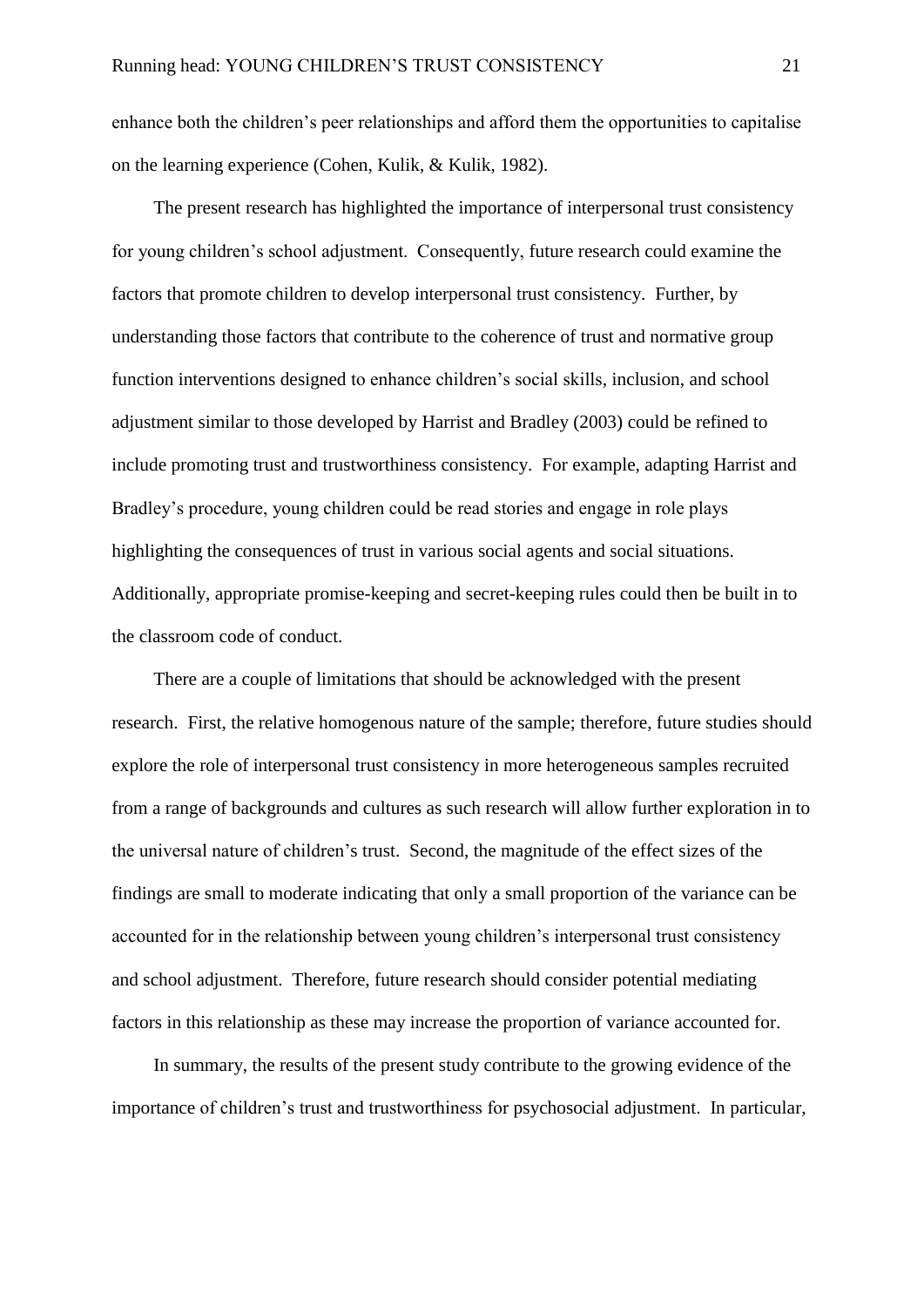enhance both the children's peer relationships and afford them the opportunities to capitalise on the learning experience (Cohen, Kulik, & Kulik, 1982).

The present research has highlighted the importance of interpersonal trust consistency for young children's school adjustment. Consequently, future research could examine the factors that promote children to develop interpersonal trust consistency. Further, by understanding those factors that contribute to the coherence of trust and normative group function interventions designed to enhance children's social skills, inclusion, and school adjustment similar to those developed by Harrist and Bradley (2003) could be refined to include promoting trust and trustworthiness consistency. For example, adapting Harrist and Bradley's procedure, young children could be read stories and engage in role plays highlighting the consequences of trust in various social agents and social situations. Additionally, appropriate promise-keeping and secret-keeping rules could then be built in to the classroom code of conduct.

There are a couple of limitations that should be acknowledged with the present research. First, the relative homogenous nature of the sample; therefore, future studies should explore the role of interpersonal trust consistency in more heterogeneous samples recruited from a range of backgrounds and cultures as such research will allow further exploration in to the universal nature of children's trust. Second, the magnitude of the effect sizes of the findings are small to moderate indicating that only a small proportion of the variance can be accounted for in the relationship between young children's interpersonal trust consistency and school adjustment. Therefore, future research should consider potential mediating factors in this relationship as these may increase the proportion of variance accounted for.

In summary, the results of the present study contribute to the growing evidence of the importance of children's trust and trustworthiness for psychosocial adjustment. In particular,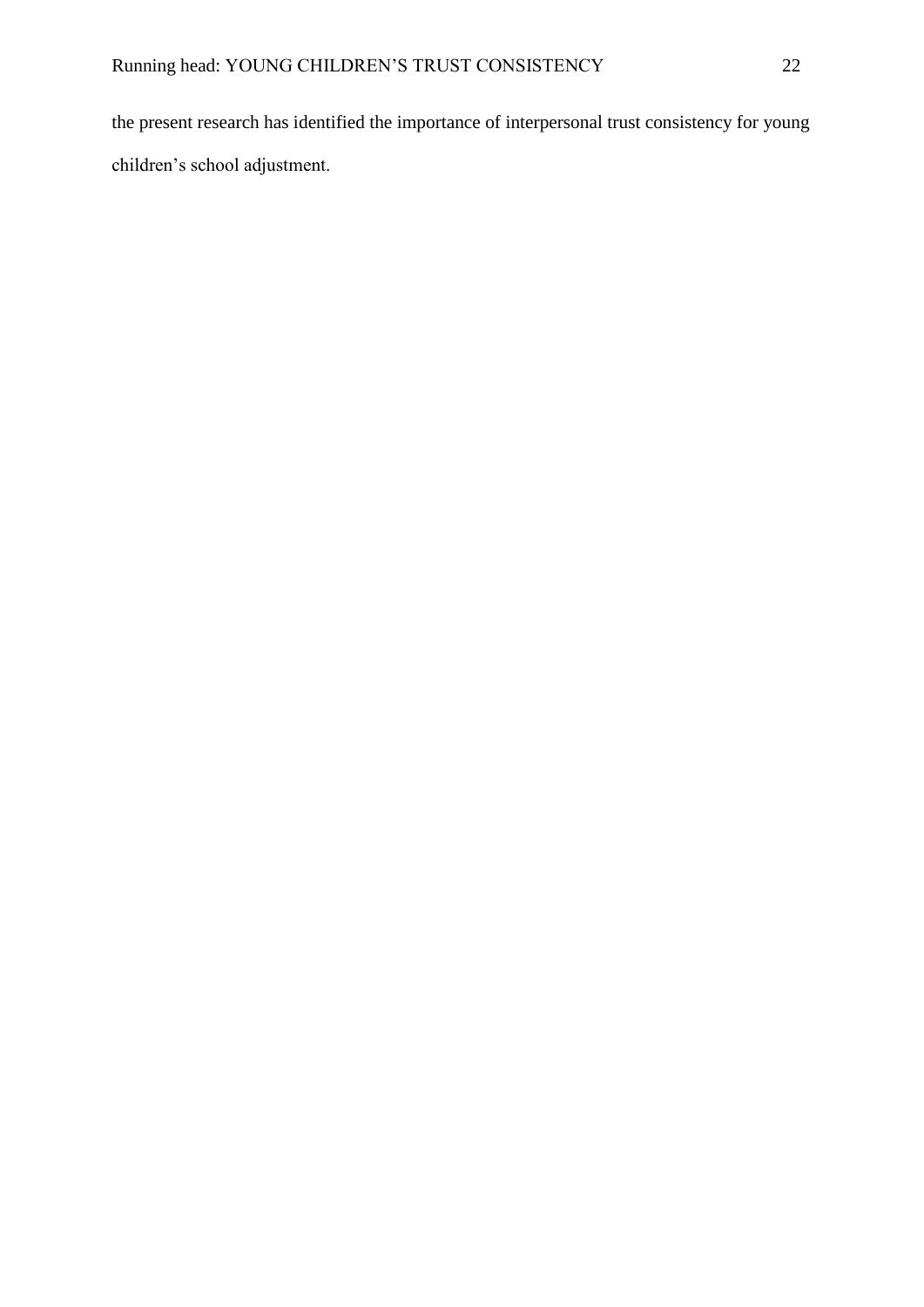the present research has identified the importance of interpersonal trust consistency for young children’s school adjustment.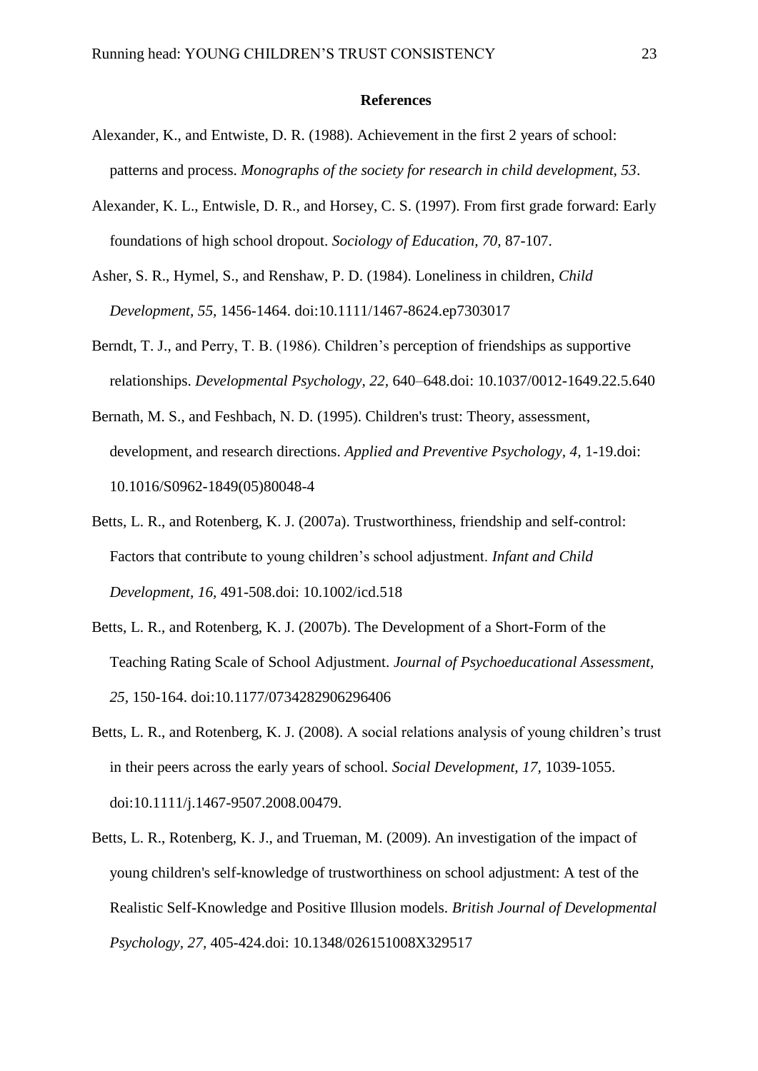**References**

Alexander, K., and Entwiste, D. R. (1988). Achievement in the first 2 years of school: patterns and process. *Monographs of the society for research in child development, 53*.

Alexander, K. L., Entwisle, D. R., and Horsey, C. S. (1997). From first grade forward: Early foundations of high school dropout. *Sociology of Education, 70,* 87-107.

Asher, S. R., Hymel, S., and Renshaw, P. D. (1984). Loneliness in children, *Child Development, 55,* 1456-1464. doi:10.1111/1467-8624.ep7303017

Berndt, T. J., and Perry, T. B. (1986). Children's perception of friendships as supportive relationships. *Developmental Psychology, 22,* 640–648.doi: 10.1037/0012-1649.22.5.640

Bernath, M. S., and Feshbach, N. D. (1995). Children's trust: Theory, assessment, development, and research directions. *Applied and Preventive Psychology, 4,* 1-19.doi: 10.1016/S0962-1849(05)80048-4

Betts, L. R., and Rotenberg, K. J. (2007a). Trustworthiness, friendship and self-control: Factors that contribute to young children's school adjustment. *Infant and Child Development, 16,* 491-508.doi: 10.1002/icd.518

Betts, L. R., and Rotenberg, K. J. (2007b). The Development of a Short-Form of the Teaching Rating Scale of School Adjustment. *Journal of Psychoeducational Assessment, 25,* 150-164. doi:10.1177/0734282906296406

Betts, L. R., and Rotenberg, K. J. (2008). A social relations analysis of young children's trust in their peers across the early years of school. *Social Development, 17,* 1039-1055. doi:10.1111/j.1467-9507.2008.00479.

Betts, L. R., Rotenberg, K. J., and Trueman, M. (2009). An investigation of the impact of young children's self-knowledge of trustworthiness on school adjustment: A test of the Realistic Self-Knowledge and Positive Illusion models. *British Journal of Developmental Psychology, 27,* 405-424.doi: 10.1348/026151008X329517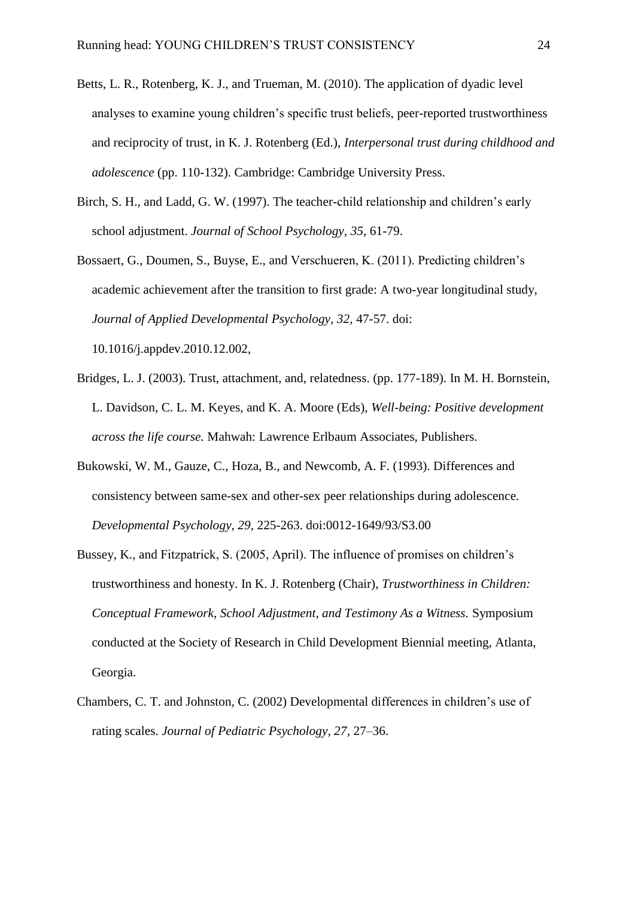Betts, L. R., Rotenberg, K. J., and Trueman, M. (2010). The application of dyadic level analyses to examine young children's specific trust beliefs, peer-reported trustworthiness and reciprocity of trust, in K. J. Rotenberg (Ed.), *Interpersonal trust during childhood and adolescence* (pp. 110-132). Cambridge: Cambridge University Press.

Birch, S. H., and Ladd, G. W. (1997). The teacher-child relationship and children's early school adjustment. *Journal of School Psychology, 35,* 61-79.

Bossaert, G., Doumen, S., Buyse, E., and Verschueren, K. (2011). Predicting children's academic achievement after the transition to first grade: A two-year longitudinal study, *Journal of Applied Developmental Psychology, 32*, 47-57. doi: 10.1016/j.appdev.2010.12.002,

Bridges, L. J. (2003). Trust, attachment, and, relatedness. (pp. 177-189). In M. H. Bornstein, L. Davidson, C. L. M. Keyes, and K. A. Moore (Eds), *Well-being: Positive development across the life course.* Mahwah: Lawrence Erlbaum Associates, Publishers.

Bukowski, W. M., Gauze, C., Hoza, B., and Newcomb, A. F. (1993). Differences and consistency between same-sex and other-sex peer relationships during adolescence. *Developmental Psychology, 29*, 225-263. doi:0012-1649/93/S3.00

Bussey, K., and Fitzpatrick, S. (2005, April). The influence of promises on children's trustworthiness and honesty. In K. J. Rotenberg (Chair), *Trustworthiness in Children: Conceptual Framework, School Adjustment, and Testimony As a Witness.* Symposium conducted at the Society of Research in Child Development Biennial meeting, Atlanta, Georgia.

Chambers, C. T. and Johnston, C. (2002) Developmental differences in children's use of rating scales. *Journal of Pediatric Psychology, 27*, 27–36.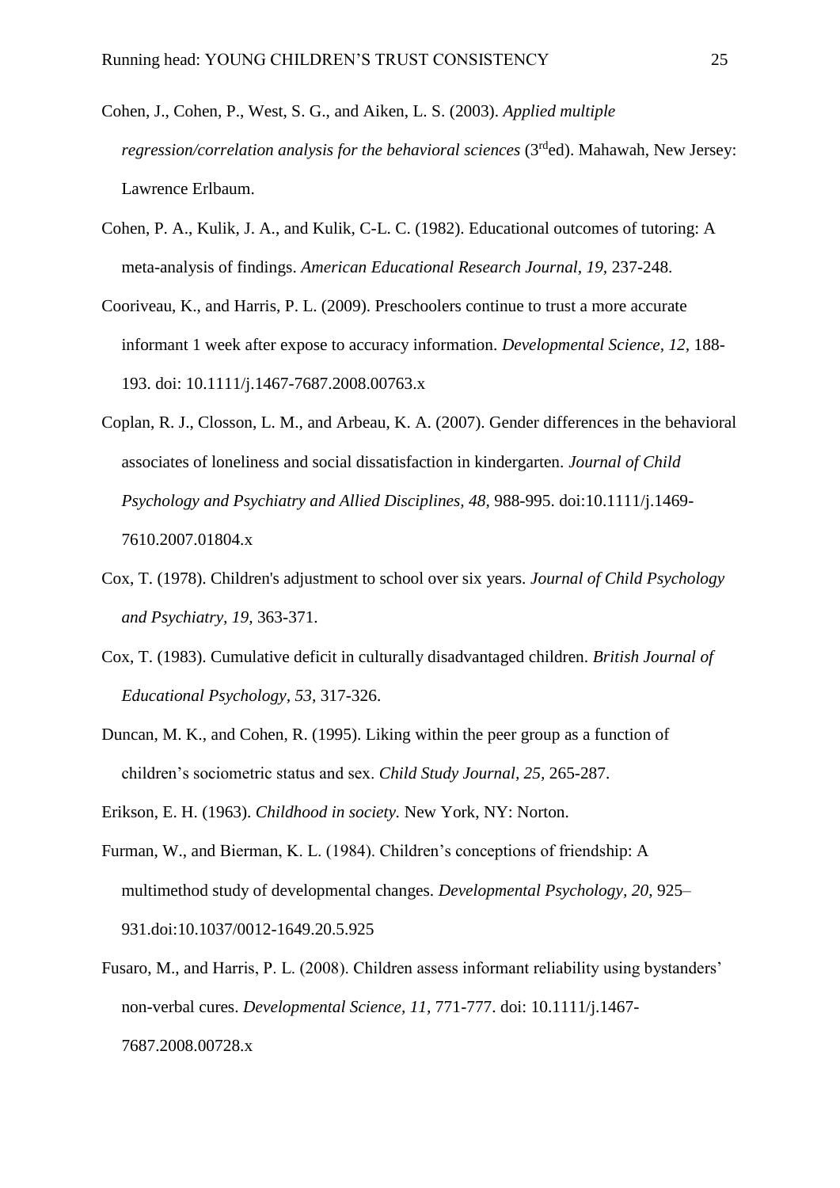Cohen, J., Cohen, P., West, S. G., and Aiken, L. S. (2003). *Applied multiple regression/correlation analysis for the behavioral sciences* (3rded). Mahawah, New Jersey: Lawrence Erlbaum.

Cohen, P. A., Kulik, J. A., and Kulik, C-L. C. (1982). Educational outcomes of tutoring: A meta-analysis of findings. *American Educational Research Journal, 19,* 237-248.

Cooriveau, K., and Harris, P. L. (2009). Preschoolers continue to trust a more accurate informant 1 week after expose to accuracy information. *Developmental Science, 12,* 188-193. doi: 10.1111/j.1467-7687.2008.00763.x

Coplan, R. J., Closson, L. M., and Arbeau, K. A. (2007). Gender differences in the behavioral associates of loneliness and social dissatisfaction in kindergarten. *Journal of Child Psychology and Psychiatry and Allied Disciplines, 48,* 988-995. doi:10.1111/j.1469-7610.2007.01804.x

Cox, T. (1978). Children's adjustment to school over six years. *Journal of Child Psychology and Psychiatry, 19,* 363-371.

Cox, T. (1983). Cumulative deficit in culturally disadvantaged children. *British Journal of Educational Psychology, 53,* 317-326.

Duncan, M. K., and Cohen, R. (1995). Liking within the peer group as a function of children's sociometric status and sex. *Child Study Journal, 25,* 265-287.

Erikson, E. H. (1963). *Childhood in society.* New York, NY: Norton.

Furman, W., and Bierman, K. L. (1984). Children's conceptions of friendship: A multimethod study of developmental changes. *Developmental Psychology, 20,* 925–931.doi:10.1037/0012-1649.20.5.925

Fusaro, M., and Harris, P. L. (2008). Children assess informant reliability using bystanders' non-verbal cures. *Developmental Science, 11,* 771-777. doi: 10.1111/j.1467-7687.2008.00728.x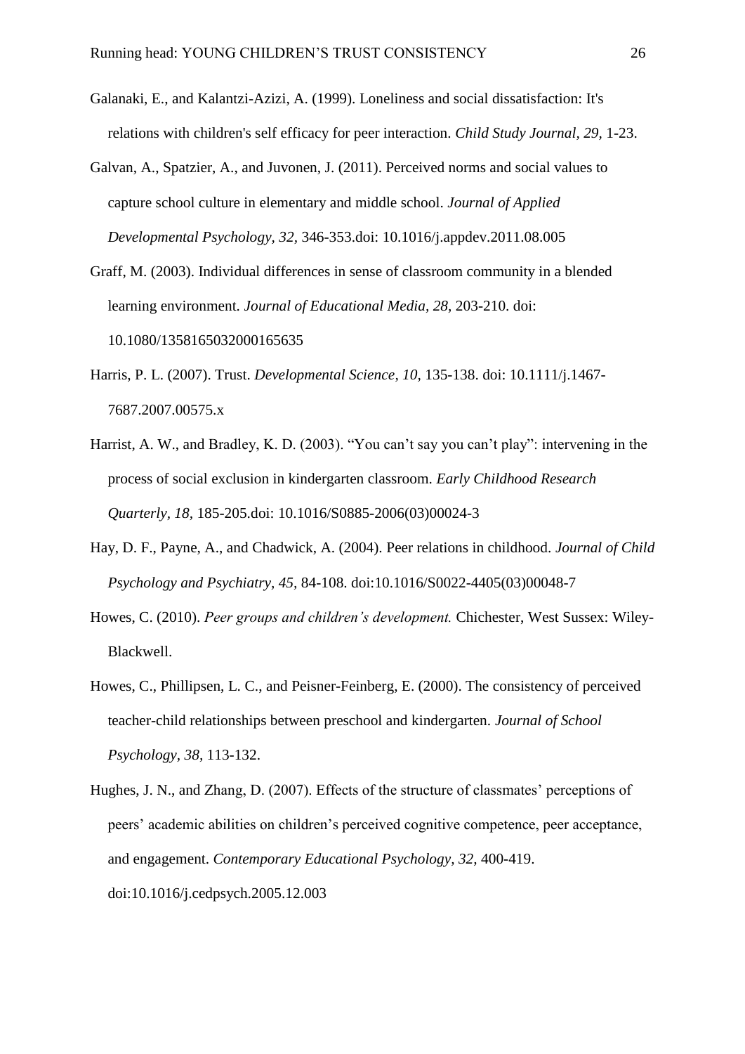Galanaki, E., and Kalantzi-Azizi, A. (1999). Loneliness and social dissatisfaction: It's relations with children's self efficacy for peer interaction. *Child Study Journal, 29,* 1-23.

Galvan, A., Spatzier, A., and Juvonen, J. (2011). Perceived norms and social values to capture school culture in elementary and middle school. *Journal of Applied Developmental Psychology, 32,* 346-353.doi: 10.1016/j.appdev.2011.08.005

Graff, M. (2003). Individual differences in sense of classroom community in a blended learning environment. *Journal of Educational Media, 28,* 203-210. doi: 10.1080/1358165032000165635

Harris, P. L. (2007). Trust. *Developmental Science, 10,* 135-138. doi: 10.1111/j.1467-7687.2007.00575.x

Harrist, A. W., and Bradley, K. D. (2003). "You can't say you can't play": intervening in the process of social exclusion in kindergarten classroom. *Early Childhood Research Quarterly, 18,* 185-205.doi: 10.1016/S0885-2006(03)00024-3

Hay, D. F., Payne, A., and Chadwick, A. (2004). Peer relations in childhood. *Journal of Child Psychology and Psychiatry, 45,* 84-108. doi:10.1016/S0022-4405(03)00048-7

Howes, C. (2010). *Peer groups and children's development.* Chichester, West Sussex: Wiley-Blackwell.

Howes, C., Phillipsen, L. C., and Peisner-Feinberg, E. (2000). The consistency of perceived teacher-child relationships between preschool and kindergarten. *Journal of School Psychology, 38,* 113-132.

Hughes, J. N., and Zhang, D. (2007). Effects of the structure of classmates' perceptions of peers' academic abilities on children's perceived cognitive competence, peer acceptance, and engagement. *Contemporary Educational Psychology, 32,* 400-419. doi:10.1016/j.cedpsych.2005.12.003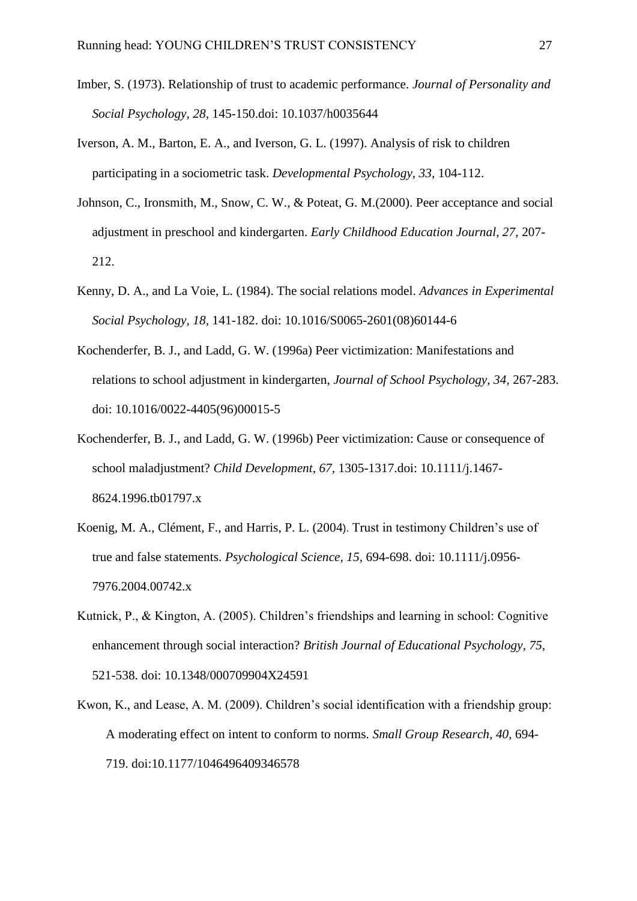Imber, S. (1973). Relationship of trust to academic performance. *Journal of Personality and Social Psychology, 28,* 145-150.doi: 10.1037/h0035644

Iverson, A. M., Barton, E. A., and Iverson, G. L. (1997). Analysis of risk to children participating in a sociometric task. *Developmental Psychology, 33,* 104-112.

Johnson, C., Ironsmith, M., Snow, C. W., & Poteat, G. M.(2000). Peer acceptance and social adjustment in preschool and kindergarten. *Early Childhood Education Journal, 27,* 207-212.

Kenny, D. A., and La Voie, L. (1984). The social relations model. *Advances in Experimental Social Psychology, 18,* 141-182. doi: 10.1016/S0065-2601(08)60144-6

Kochenderfer, B. J., and Ladd, G. W. (1996a) Peer victimization: Manifestations and relations to school adjustment in kindergarten, *Journal of School Psychology, 34,* 267-283. doi: 10.1016/0022-4405(96)00015-5

Kochenderfer, B. J., and Ladd, G. W. (1996b) Peer victimization: Cause or consequence of school maladjustment? *Child Development, 67,* 1305-1317.doi: 10.1111/j.1467-8624.1996.tb01797.x

Koenig, M. A., Clément, F., and Harris, P. L. (2004). Trust in testimony Children's use of true and false statements. *Psychological Science, 15,* 694-698. doi: 10.1111/j.0956-7976.2004.00742.x

Kutnick, P., & Kington, A. (2005). Children's friendships and learning in school: Cognitive enhancement through social interaction? *British Journal of Educational Psychology, 75,* 521-538. doi: 10.1348/000709904X24591

Kwon, K., and Lease, A. M. (2009). Children's social identification with a friendship group: A moderating effect on intent to conform to norms. *Small Group Research, 40,* 694-719. doi:10.1177/1046496409346578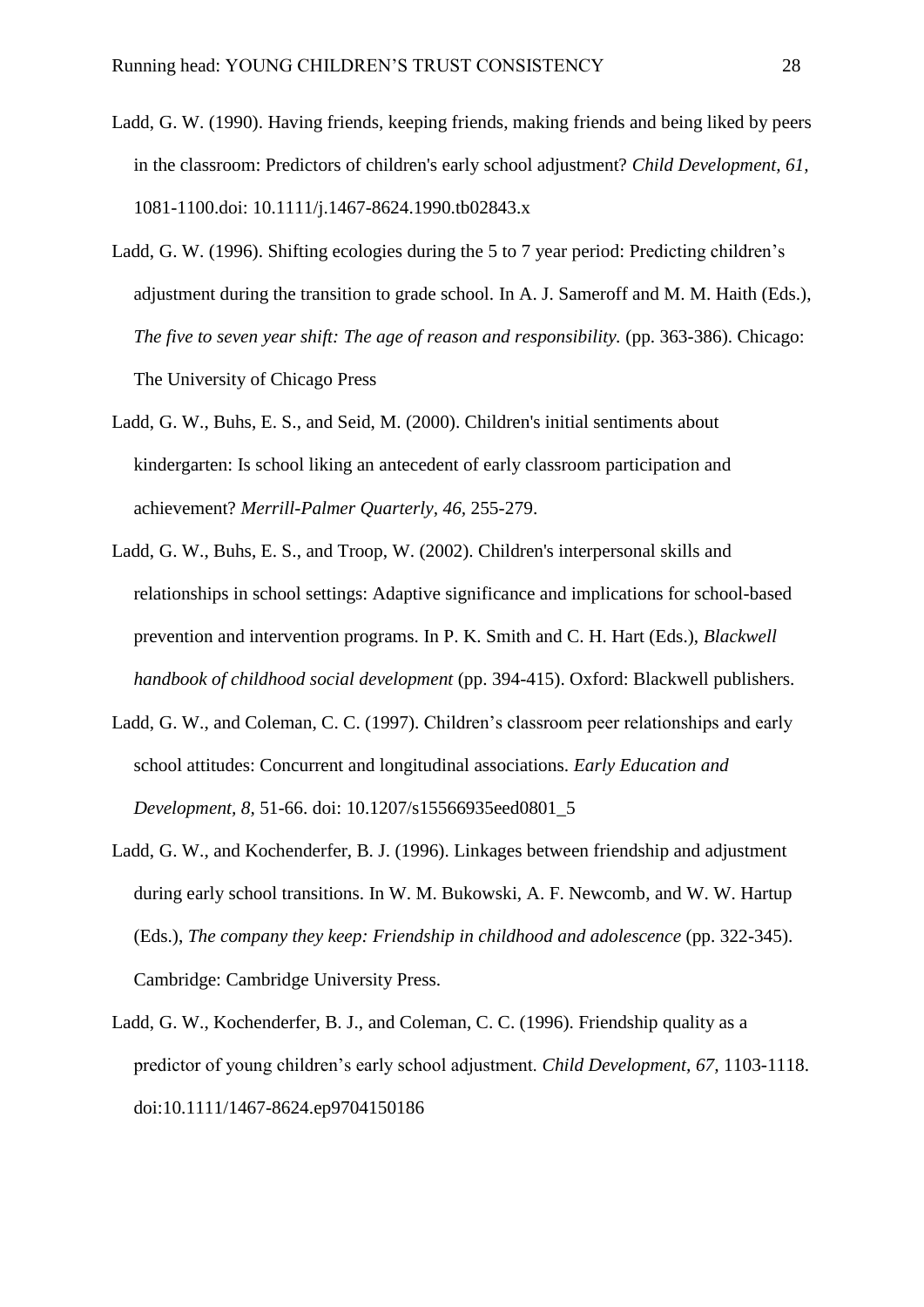Ladd, G. W. (1990). Having friends, keeping friends, making friends and being liked by peers in the classroom: Predictors of children's early school adjustment? *Child Development, 61,* 1081-1100.doi: 10.1111/j.1467-8624.1990.tb02843.x

Ladd, G. W. (1996). Shifting ecologies during the 5 to 7 year period: Predicting children's adjustment during the transition to grade school. In A. J. Sameroff and M. M. Haith (Eds.), *The five to seven year shift: The age of reason and responsibility.* (pp. 363-386). Chicago: The University of Chicago Press

Ladd, G. W., Buhs, E. S., and Seid, M. (2000). Children's initial sentiments about kindergarten: Is school liking an antecedent of early classroom participation and achievement? *Merrill-Palmer Quarterly, 46*, 255-279.

Ladd, G. W., Buhs, E. S., and Troop, W. (2002). Children's interpersonal skills and relationships in school settings: Adaptive significance and implications for school-based prevention and intervention programs. In P. K. Smith and C. H. Hart (Eds.), *Blackwell handbook of childhood social development* (pp. 394-415). Oxford: Blackwell publishers.

Ladd, G. W., and Coleman, C. C. (1997). Children's classroom peer relationships and early school attitudes: Concurrent and longitudinal associations. *Early Education and Development, 8,* 51-66. doi: 10.1207/s15566935eed0801_5

Ladd, G. W., and Kochenderfer, B. J. (1996). Linkages between friendship and adjustment during early school transitions. In W. M. Bukowski, A. F. Newcomb, and W. W. Hartup (Eds.), *The company they keep: Friendship in childhood and adolescence* (pp. 322-345). Cambridge: Cambridge University Press.

Ladd, G. W., Kochenderfer, B. J., and Coleman, C. C. (1996). Friendship quality as a predictor of young children's early school adjustment. *Child Development, 67,* 1103-1118. doi:10.1111/1467-8624.ep9704150186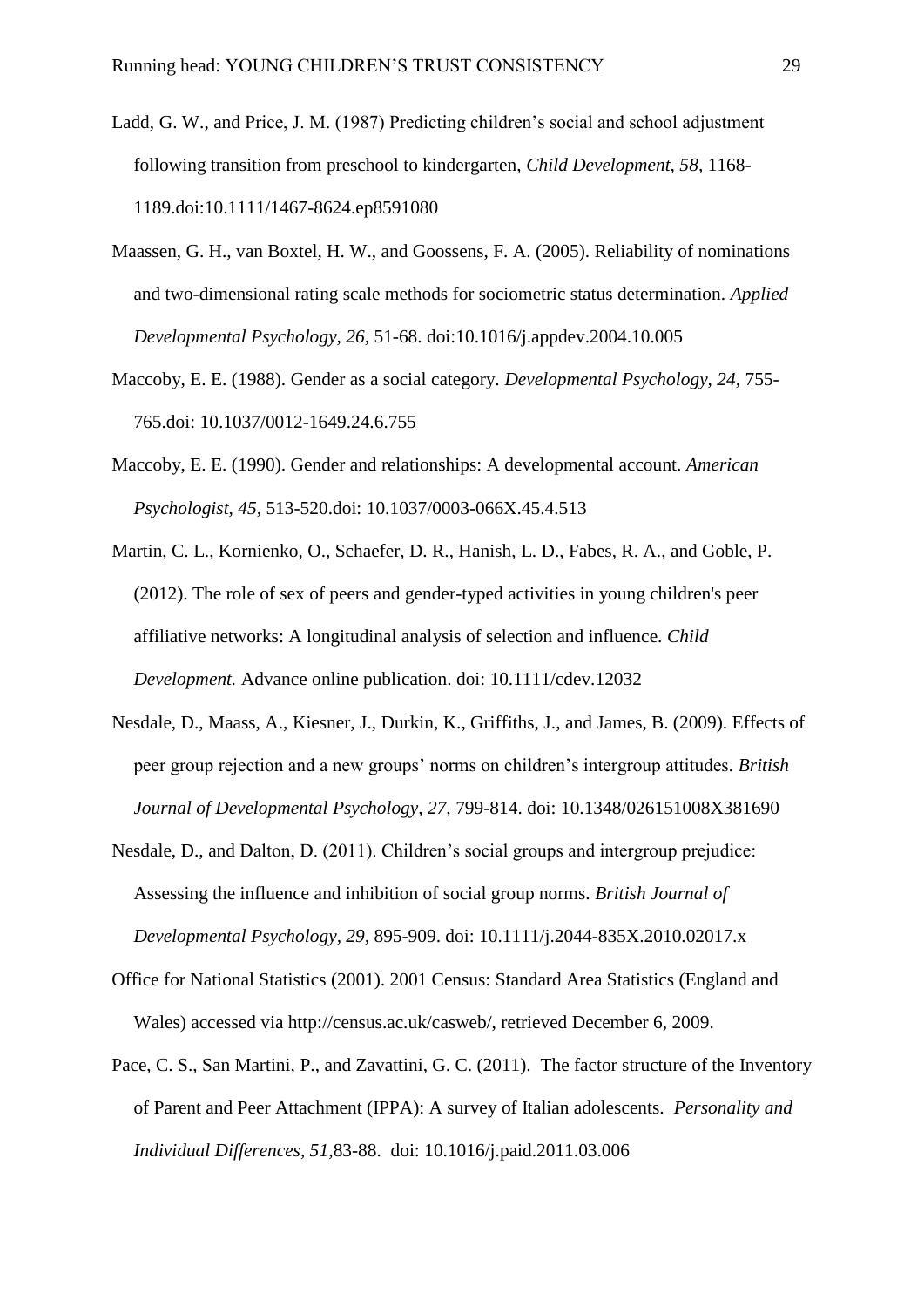Ladd, G. W., and Price, J. M. (1987) Predicting children's social and school adjustment following transition from preschool to kindergarten, *Child Development, 58,* 1168-1189.doi:10.1111/1467-8624.ep8591080

Maassen, G. H., van Boxtel, H. W., and Goossens, F. A. (2005). Reliability of nominations and two-dimensional rating scale methods for sociometric status determination. *Applied Developmental Psychology, 26,* 51-68. doi:10.1016/j.appdev.2004.10.005

Maccoby, E. E. (1988). Gender as a social category. *Developmental Psychology, 24,* 755-765.doi: 10.1037/0012-1649.24.6.755

Maccoby, E. E. (1990). Gender and relationships: A developmental account. *American Psychologist, 45,* 513-520.doi: 10.1037/0003-066X.45.4.513

Martin, C. L., Kornienko, O., Schaefer, D. R., Hanish, L. D., Fabes, R. A., and Goble, P. (2012). The role of sex of peers and gender-typed activities in young children's peer affiliative networks: A longitudinal analysis of selection and influence. *Child Development.* Advance online publication. doi: 10.1111/cdev.12032

Nesdale, D., Maass, A., Kiesner, J., Durkin, K., Griffiths, J., and James, B. (2009). Effects of peer group rejection and a new groups' norms on children's intergroup attitudes. *British Journal of Developmental Psychology, 27,* 799-814. doi: 10.1348/026151008X381690

Nesdale, D., and Dalton, D. (2011). Children's social groups and intergroup prejudice: Assessing the influence and inhibition of social group norms. *British Journal of Developmental Psychology, 29,* 895-909. doi: 10.1111/j.2044-835X.2010.02017.x

Office for National Statistics (2001). 2001 Census: Standard Area Statistics (England and Wales) accessed via http://census.ac.uk/casweb/, retrieved December 6, 2009.

Pace, C. S., San Martini, P., and Zavattini, G. C. (2011). The factor structure of the Inventory of Parent and Peer Attachment (IPPA): A survey of Italian adolescents. *Personality and Individual Differences, 51,*83-88. doi: 10.1016/j.paid.2011.03.006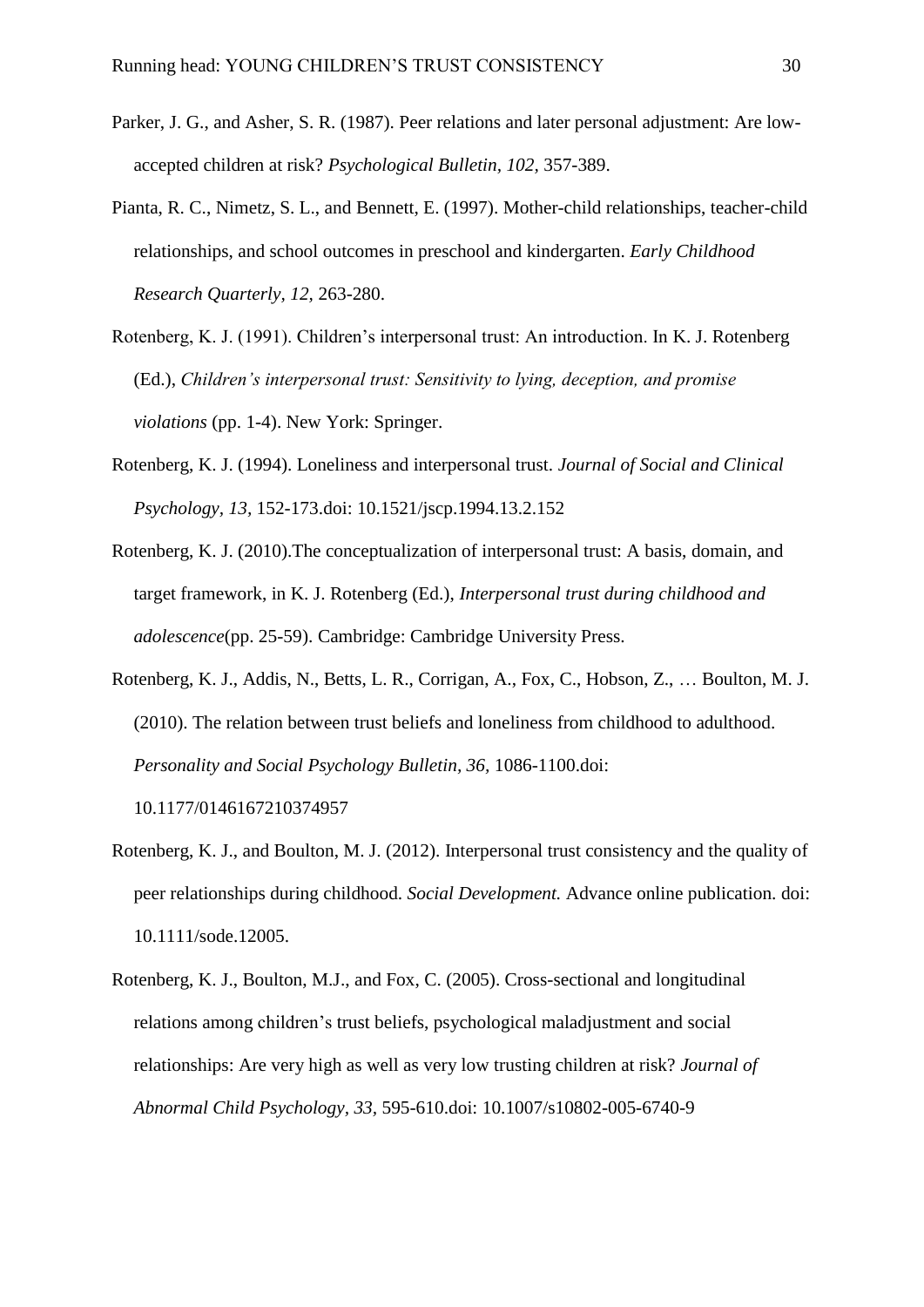Parker, J. G., and Asher, S. R. (1987). Peer relations and later personal adjustment: Are low-accepted children at risk? *Psychological Bulletin, 102,* 357-389.

Pianta, R. C., Nimetz, S. L., and Bennett, E. (1997). Mother-child relationships, teacher-child relationships, and school outcomes in preschool and kindergarten. *Early Childhood Research Quarterly, 12,* 263-280.

Rotenberg, K. J. (1991). Children's interpersonal trust: An introduction. In K. J. Rotenberg (Ed.), *Children's interpersonal trust: Sensitivity to lying, deception, and promise violations* (pp. 1-4). New York: Springer.

Rotenberg, K. J. (1994). Loneliness and interpersonal trust. *Journal of Social and Clinical Psychology, 13,* 152-173.doi: 10.1521/jscp.1994.13.2.152

Rotenberg, K. J. (2010).The conceptualization of interpersonal trust: A basis, domain, and target framework, in K. J. Rotenberg (Ed.), *Interpersonal trust during childhood and adolescence*(pp. 25-59). Cambridge: Cambridge University Press.

Rotenberg, K. J., Addis, N., Betts, L. R., Corrigan, A., Fox, C., Hobson, Z., … Boulton, M. J. (2010). The relation between trust beliefs and loneliness from childhood to adulthood. *Personality and Social Psychology Bulletin, 36,* 1086-1100.doi: 10.1177/0146167210374957

Rotenberg, K. J., and Boulton, M. J. (2012). Interpersonal trust consistency and the quality of peer relationships during childhood. *Social Development.* Advance online publication. doi: 10.1111/sode.12005.

Rotenberg, K. J., Boulton, M.J., and Fox, C. (2005). Cross-sectional and longitudinal relations among children's trust beliefs, psychological maladjustment and social relationships: Are very high as well as very low trusting children at risk? *Journal of Abnormal Child Psychology, 33,* 595-610.doi: 10.1007/s10802-005-6740-9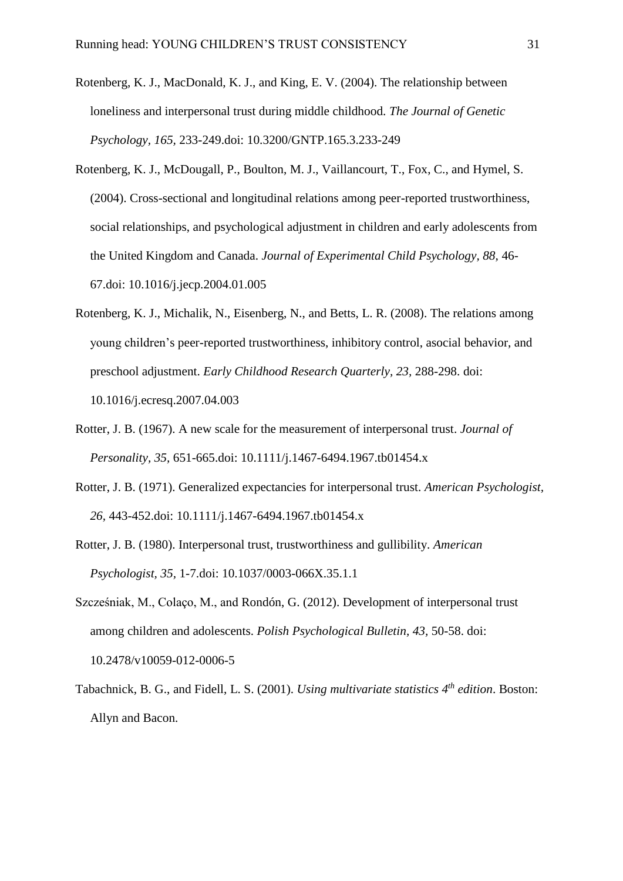Rotenberg, K. J., MacDonald, K. J., and King, E. V. (2004). The relationship between loneliness and interpersonal trust during middle childhood. *The Journal of Genetic Psychology, 165,* 233-249.doi: 10.3200/GNTP.165.3.233-249

Rotenberg, K. J., McDougall, P., Boulton, M. J., Vaillancourt, T., Fox, C., and Hymel, S. (2004). Cross-sectional and longitudinal relations among peer-reported trustworthiness, social relationships, and psychological adjustment in children and early adolescents from the United Kingdom and Canada. *Journal of Experimental Child Psychology, 88,* 46-67.doi: 10.1016/j.jecp.2004.01.005

Rotenberg, K. J., Michalik, N., Eisenberg, N., and Betts, L. R. (2008). The relations among young children's peer-reported trustworthiness, inhibitory control, asocial behavior, and preschool adjustment. *Early Childhood Research Quarterly, 23,* 288-298. doi: 10.1016/j.ecresq.2007.04.003

Rotter, J. B. (1967). A new scale for the measurement of interpersonal trust. *Journal of Personality, 35,* 651-665.doi: 10.1111/j.1467-6494.1967.tb01454.x

Rotter, J. B. (1971). Generalized expectancies for interpersonal trust. *American Psychologist, 26,* 443-452.doi: 10.1111/j.1467-6494.1967.tb01454.x

Rotter, J. B. (1980). Interpersonal trust, trustworthiness and gullibility. *American Psychologist, 35,* 1-7.doi: 10.1037/0003-066X.35.1.1

Szcześniak, M., Colaço, M., and Rondón, G. (2012). Development of interpersonal trust among children and adolescents. *Polish Psychological Bulletin, 43,* 50-58. doi: 10.2478/v10059-012-0006-5

Tabachnick, B. G., and Fidell, L. S. (2001). *Using multivariate statistics 4th edition*. Boston: Allyn and Bacon.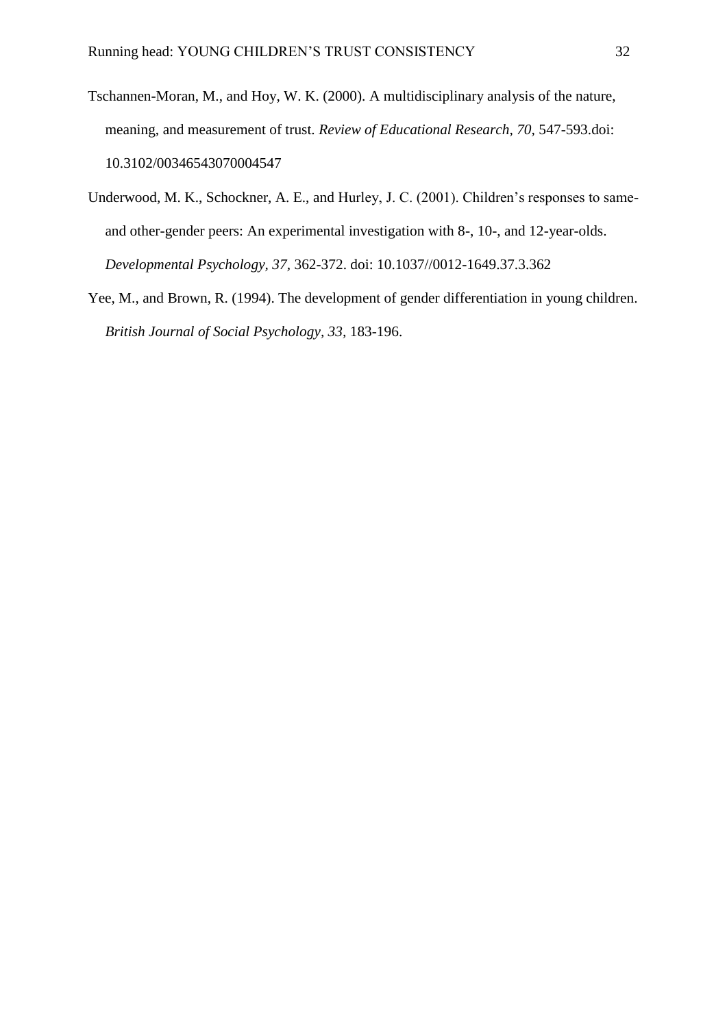Tschannen-Moran, M., and Hoy, W. K. (2000). A multidisciplinary analysis of the nature, meaning, and measurement of trust. *Review of Educational Research, 70,* 547-593.doi: 10.3102/00346543070004547

Underwood, M. K., Schockner, A. E., and Hurley, J. C. (2001). Children's responses to same- and other-gender peers: An experimental investigation with 8-, 10-, and 12-year-olds. *Developmental Psychology, 37,* 362-372. doi: 10.1037//0012-1649.37.3.362

Yee, M., and Brown, R. (1994). The development of gender differentiation in young children. *British Journal of Social Psychology, 33,* 183-196.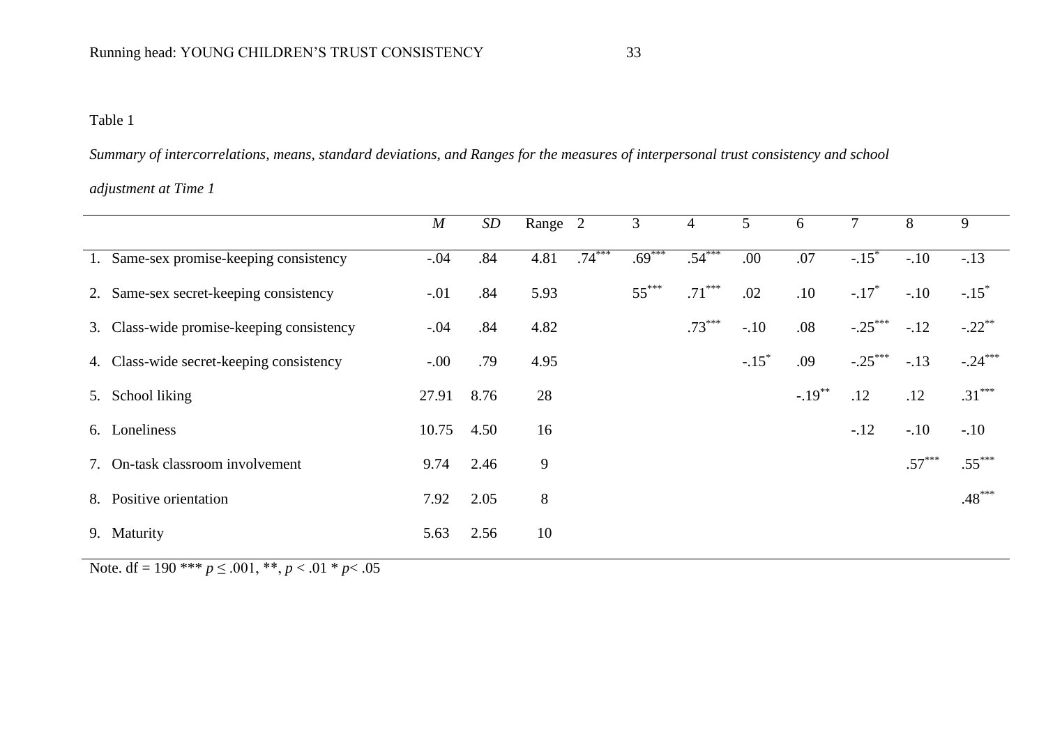Table 1

*Summary of intercorrelations, means, standard deviations, and Ranges for the measures of interpersonal trust consistency and school adjustment at Time 1*

| | *M* | *SD* | Range | 2 | 3 | 4 | 5 | 6 | 7 | 8 | 9 |
|---|---|---|---|---|---|---|---|---|---|---|---|
| 1. Same-sex promise-keeping consistency | -.04 | .84 | 4.81 | .74*** | .69*** | .54*** | .00 | .07 | -.15* | -.10 | -.13 |
| 2. Same-sex secret-keeping consistency | -.01 | .84 | 5.93 | | 55*** | .71*** | .02 | .10 | -.17* | -.10 | -.15* |
| 3. Class-wide promise-keeping consistency | -.04 | .84 | 4.82 | | | .73*** | -.10 | .08 | -.25*** | -.12 | -.22** |
| 4. Class-wide secret-keeping consistency | -.00 | .79 | 4.95 | | | | -.15* | .09 | -.25*** | -.13 | -.24*** |
| 5. School liking | 27.91 | 8.76 | 28 | | | | | -.19** | .12 | .12 | .31*** |
| 6. Loneliness | 10.75 | 4.50 | 16 | | | | | | -.12 | -.10 | -.10 |
| 7. On-task classroom involvement | 9.74 | 2.46 | 9 | | | | | | | .57*** | .55*** |
| 8. Positive orientation | 7.92 | 2.05 | 8 | | | | | | | | .48*** |
| 9. Maturity | 5.63 | 2.56 | 10 | | | | | | | | |

Note. df = 190 *** $p \leq .001$, **, $p < .01$ * $p < .05$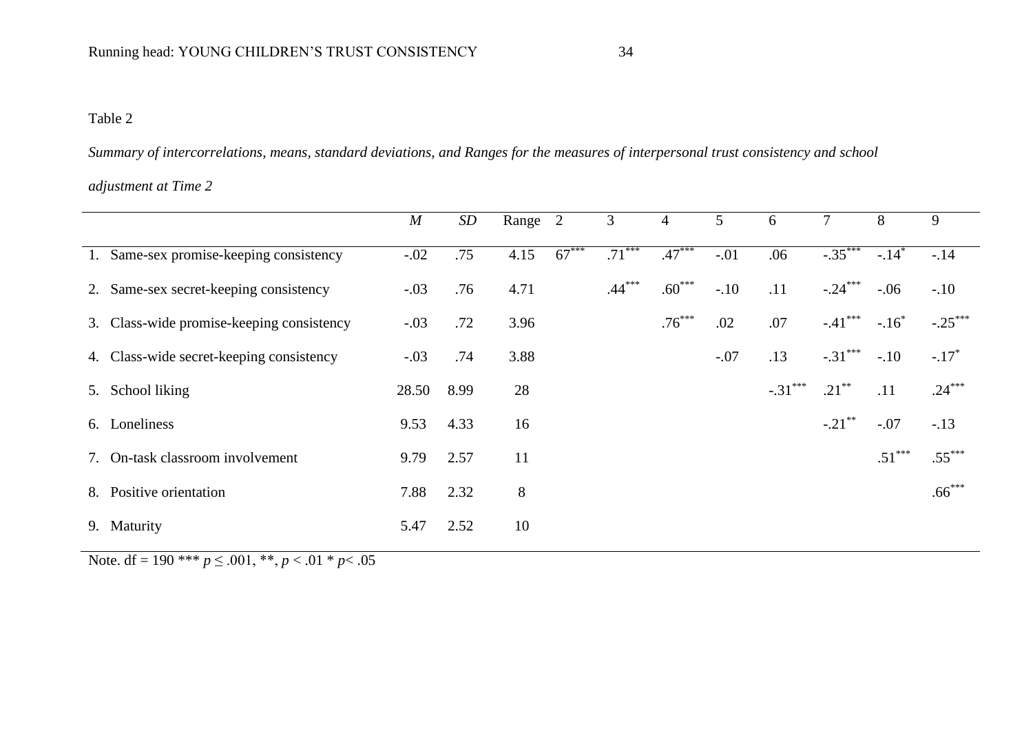Table 2

*Summary of intercorrelations, means, standard deviations, and Ranges for the measures of interpersonal trust consistency and school adjustment at Time 2*

| | *M* | *SD* | Range | 2 | 3 | 4 | 5 | 6 | 7 | 8 | 9 |
|---|---|---|---|---|---|---|---|---|---|---|---|
| 1. Same-sex promise-keeping consistency | -.02 | .75 | 4.15 | 67*** | .71*** | .47*** | -.01 | .06 | -.35*** | -.14* | -.14 |
| 2. Same-sex secret-keeping consistency | -.03 | .76 | 4.71 | | .44*** | .60*** | -.10 | .11 | -.24*** | -.06 | -.10 |
| 3. Class-wide promise-keeping consistency | -.03 | .72 | 3.96 | | | .76*** | .02 | .07 | -.41*** | -.16* | -.25*** |
| 4. Class-wide secret-keeping consistency | -.03 | .74 | 3.88 | | | | -.07 | .13 | -.31*** | -.10 | -.17* |
| 5. School liking | 28.50 | 8.99 | 28 | | | | | -.31*** | .21** | .11 | .24*** |
| 6. Loneliness | 9.53 | 4.33 | 16 | | | | | | -.21** | -.07 | -.13 |
| 7. On-task classroom involvement | 9.79 | 2.57 | 11 | | | | | | | .51*** | .55*** |
| 8. Positive orientation | 7.88 | 2.32 | 8 | | | | | | | | .66*** |
| 9. Maturity | 5.47 | 2.52 | 10 | | | | | | | | |

Note. df = 190 *** $p \leq .001$, **, $p < .01$ * $p < .05$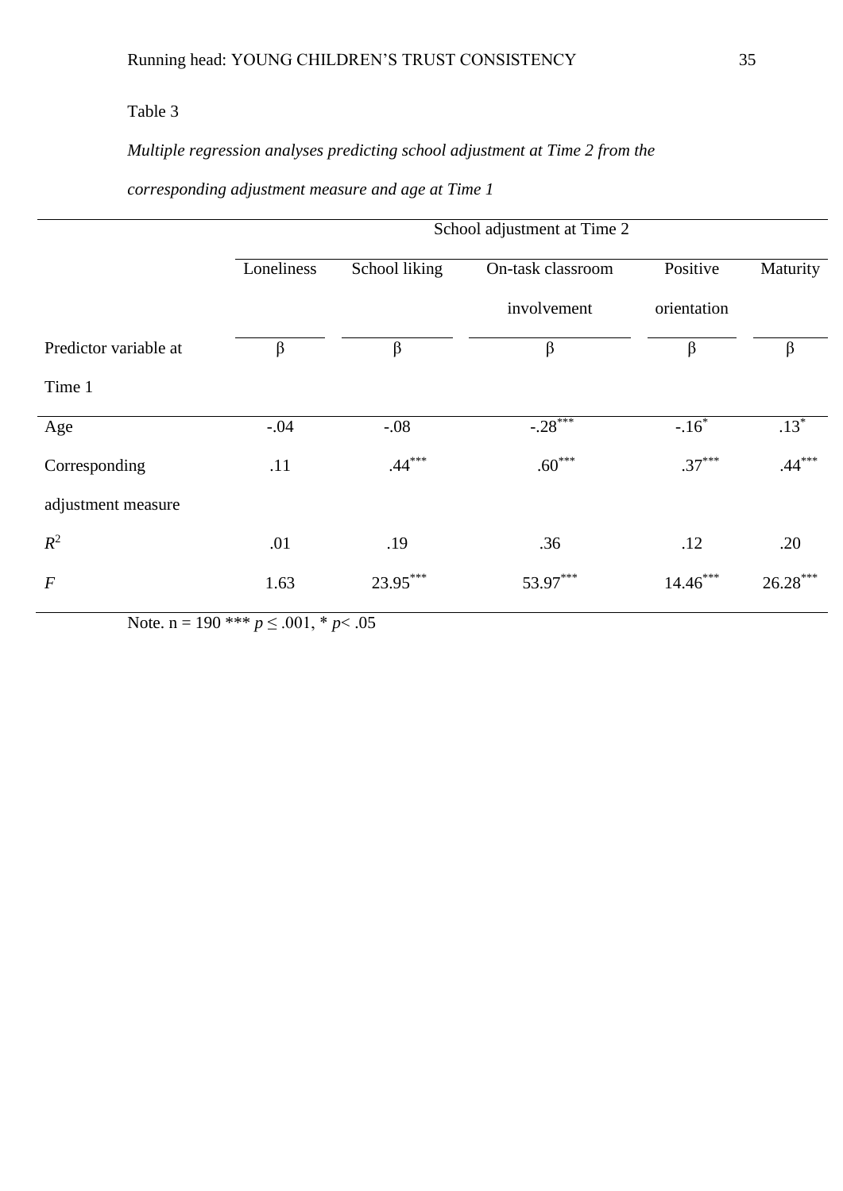Table 3

*Multiple regression analyses predicting school adjustment at Time 2 from the corresponding adjustment measure and age at Time 1*

| | School adjustment at Time 2 | | | | |
|---|---|---|---|---|---|
| | Loneliness | School liking | On-task classroom involvement | Positive orientation | Maturity |
| Predictor variable at Time 1 | β | β | β | β | β |
| Age | -.04 | -.08 | -.28*** | -.16* | .13* |
| Corresponding adjustment measure | .11 | .44*** | .60*** | .37*** | .44*** |
| $R^2$ | .01 | .19 | .36 | .12 | .20 |
| *F* | 1.63 | 23.95*** | 53.97*** | 14.46*** | 26.28*** |

Note. n = 190 *** $p \leq .001$, * $p < .05$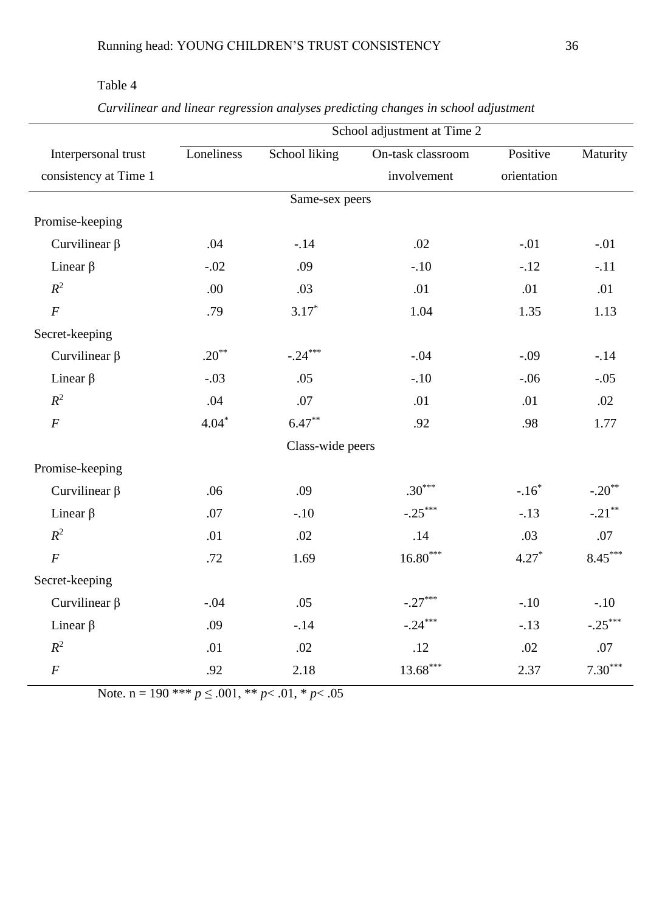Table 4

*Curvilinear and linear regression analyses predicting changes in school adjustment*

| Interpersonal trust consistency at Time 1 | School adjustment at Time 2 | | | | |
|---|---|---|---|---|---|
| | Loneliness | School liking | On-task classroom involvement | Positive orientation | Maturity |
| **Same-sex peers** | | | | | |
| Promise-keeping | | | | | |
| Curvilinear β | .04 | -.14 | .02 | -.01 | -.01 |
| Linear β | -.02 | .09 | -.10 | -.12 | -.11 |
| $R^2$ | .00 | .03 | .01 | .01 | .01 |
| $F$ | .79 | 3.17* | 1.04 | 1.35 | 1.13 |
| Secret-keeping | | | | | |
| Curvilinear β | .20** | -.24*** | -.04 | -.09 | -.14 |
| Linear β | -.03 | .05 | -.10 | -.06 | -.05 |
| $R^2$ | .04 | .07 | .01 | .01 | .02 |
| $F$ | 4.04* | 6.47** | .92 | .98 | 1.77 |
| **Class-wide peers** | | | | | |
| Promise-keeping | | | | | |
| Curvilinear β | .06 | .09 | .30*** | -.16* | -.20** |
| Linear β | .07 | -.10 | -.25*** | -.13 | -.21** |
| $R^2$ | .01 | .02 | .14 | .03 | .07 |
| $F$ | .72 | 1.69 | 16.80*** | 4.27* | 8.45*** |
| Secret-keeping | | | | | |
| Curvilinear β | -.04 | .05 | -.27*** | -.10 | -.10 |
| Linear β | .09 | -.14 | -.24*** | -.13 | -.25*** |
| $R^2$ | .01 | .02 | .12 | .02 | .07 |
| $F$ | .92 | 2.18 | 13.68*** | 2.37 | 7.30*** |

Note. n = 190 *** $p \leq .001$, ** $p < .01$, * $p < .05$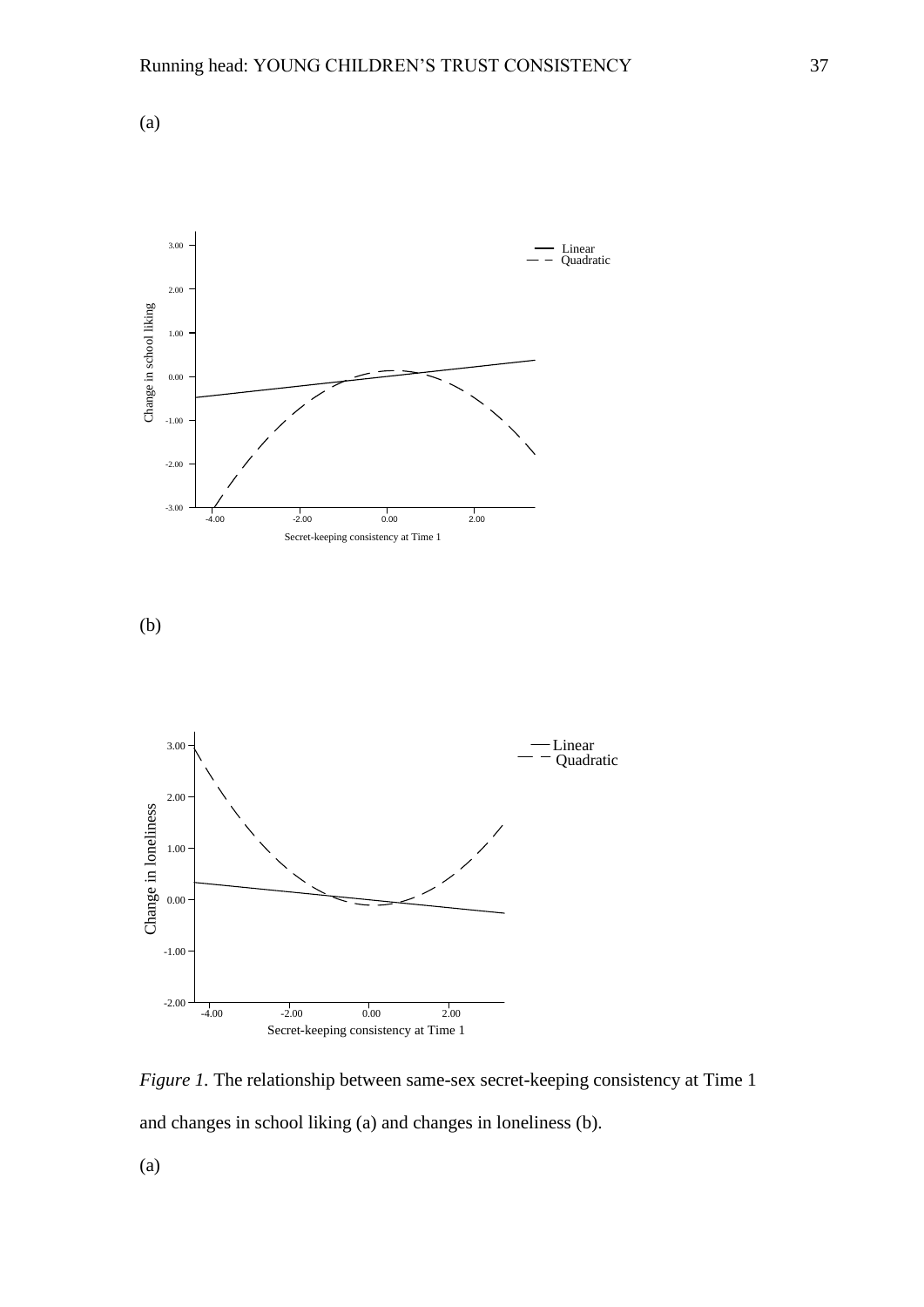(a)

(b)

*Figure 1.* The relationship between same-sex secret-keeping consistency at Time 1 and changes in school liking (a) and changes in loneliness (b).

(a)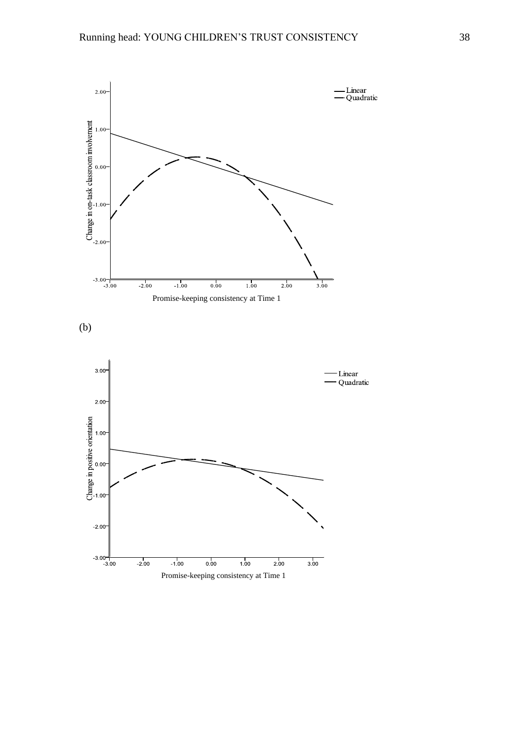(b)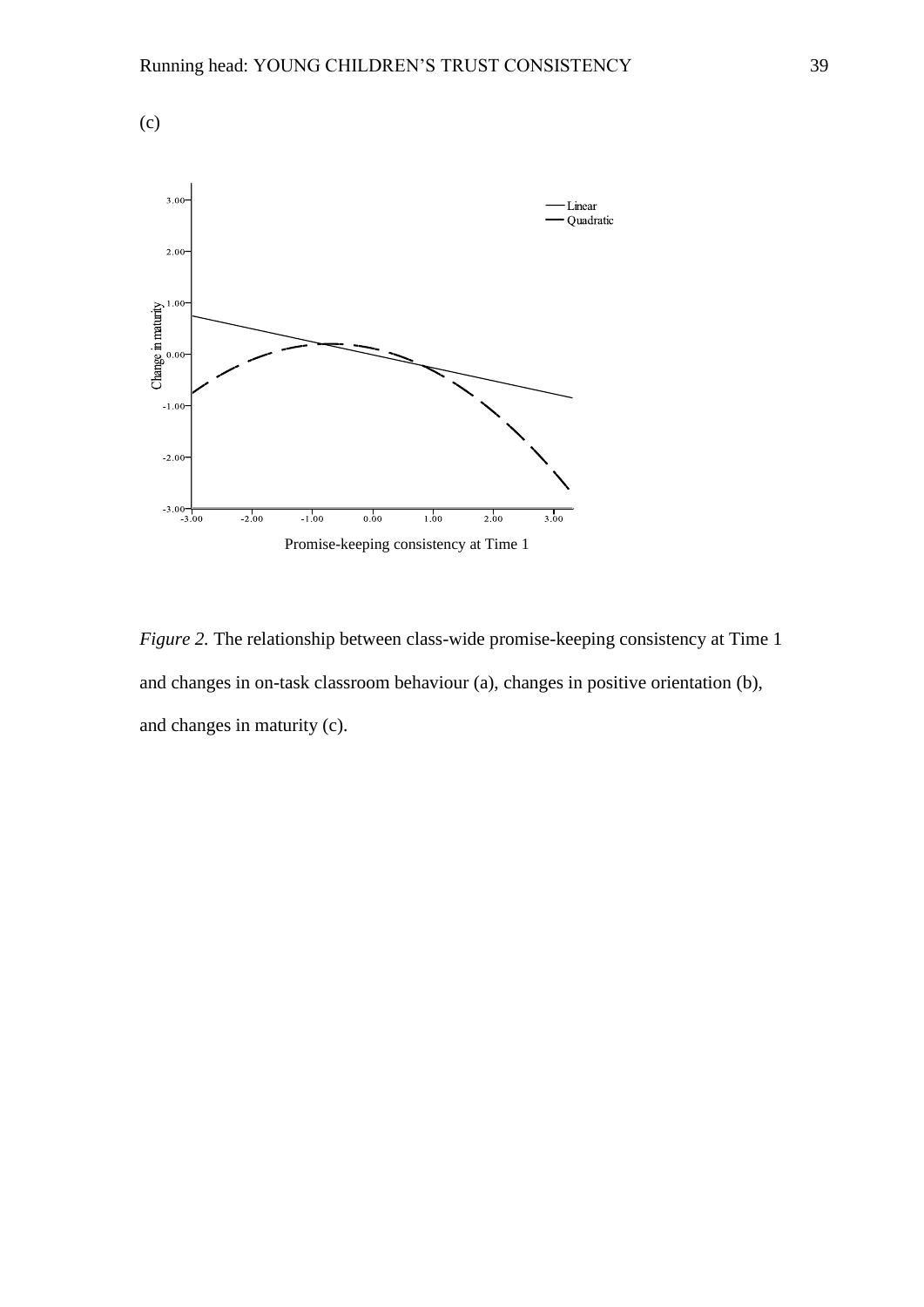(c)

Figure 2. The relationship between class-wide promise-keeping consistency at Time 1 and changes in on-task classroom behaviour (a), changes in positive orientation (b), and changes in maturity (c).

(c)

*Figure 2.* The relationship between class-wide promise-keeping consistency at Time 1 and changes in on-task classroom behaviour (a), changes in positive orientation (b), and changes in maturity (c).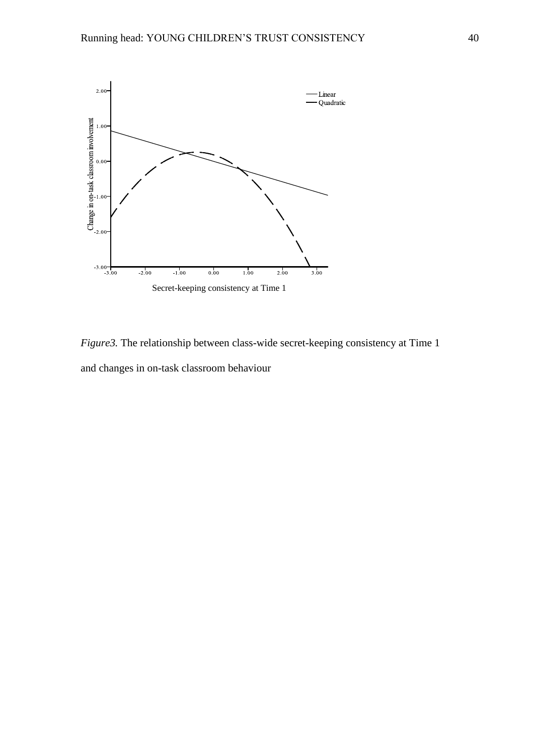Linear
Quadratic

Change in on-task classroom involvement

2.00
1.00
0.00
-1.00
-2.00
-3.00

-3.00 -2.00 -1.00 0.00 1.00 2.00 3.00

Secret-keeping consistency at Time 1

*Figure3.* The relationship between class-wide secret-keeping consistency at Time 1 and changes in on-task classroom behaviour